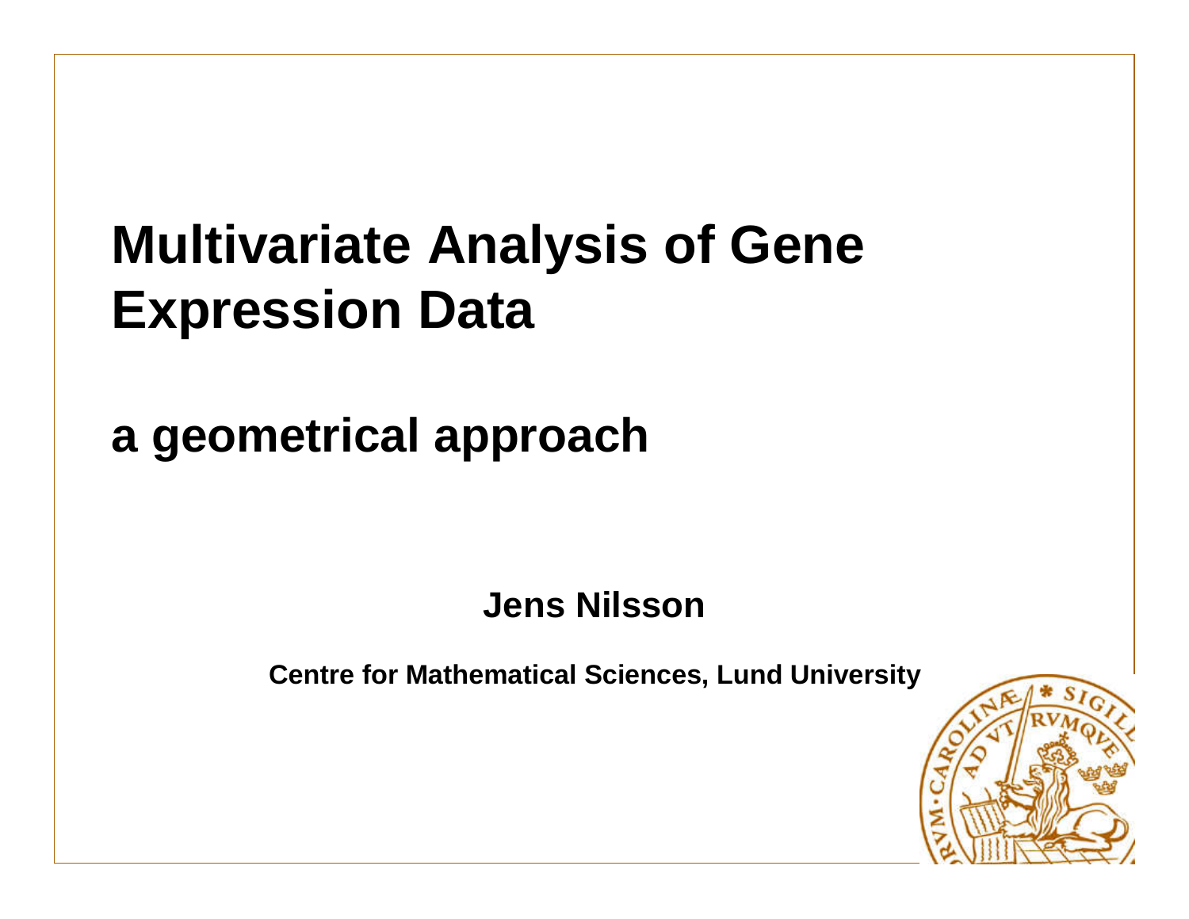# Multivariate Analysis of Gene Expression Data

## a geometrical approach

**Jens Nilsson**

**Centre for Mathematical Sciences, Lund University**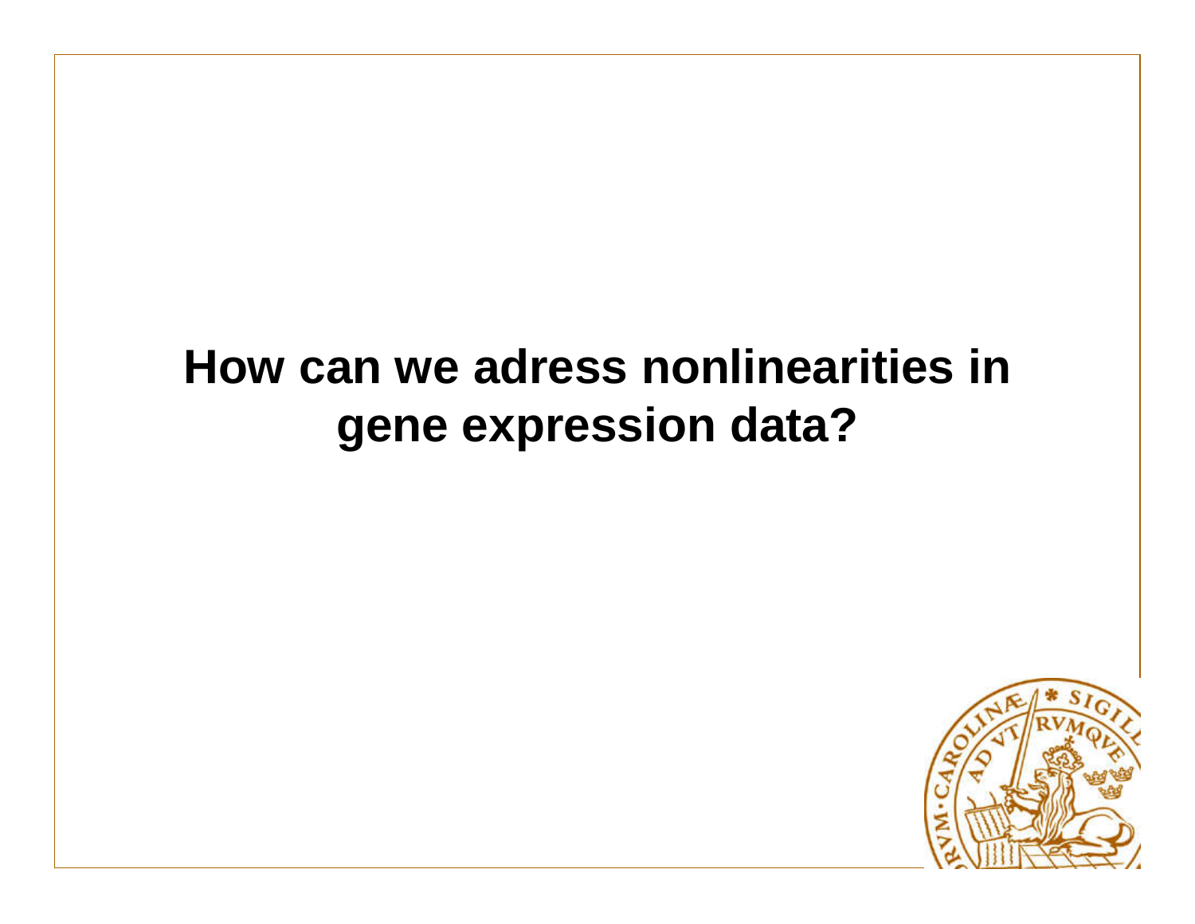# How can we adress nonlinearities in gene expression data?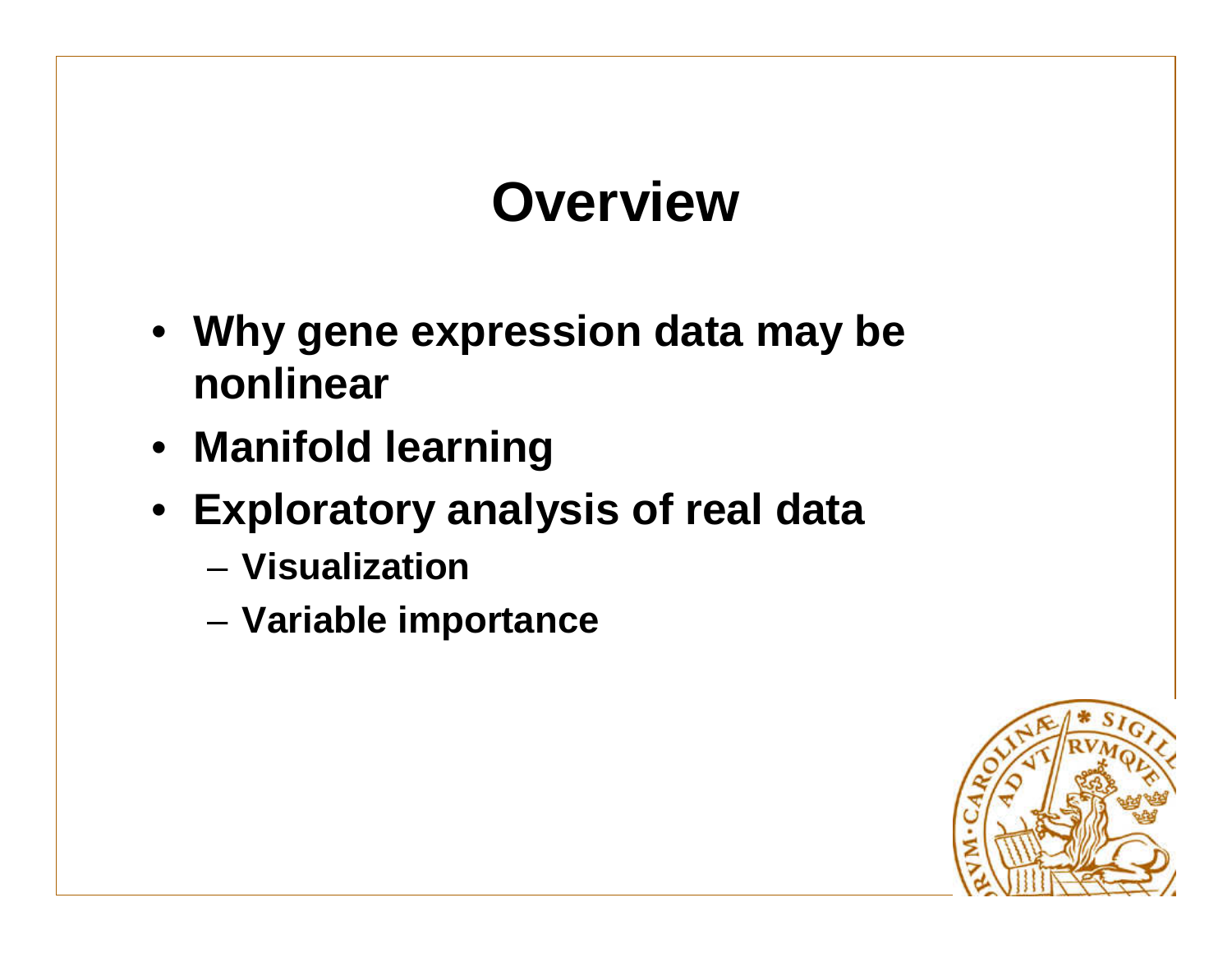# Overview

- **Why gene expression data may be nonlinear**
- **Manifold learning**
- **Exploratory analysis of real data**
  - **Visualization**
  - **Variable importance**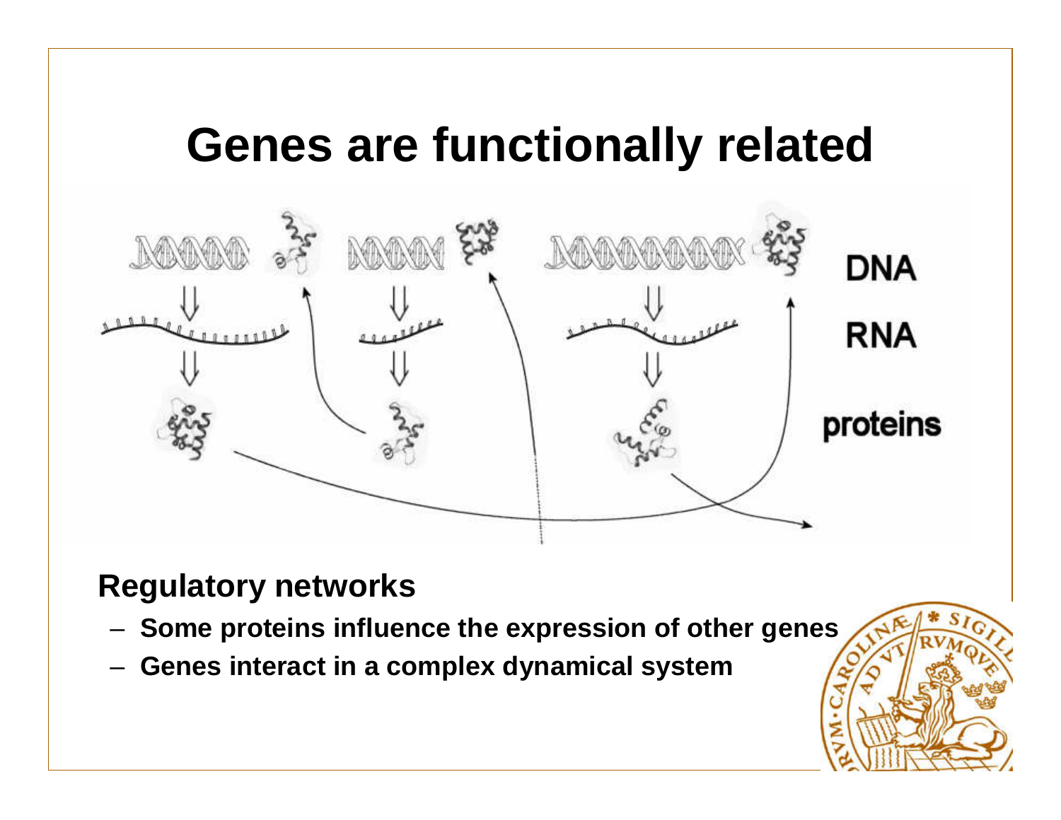# Genes are functionally related

DNA

RNA

proteins

**Regulatory networks**

- **Some proteins influence the expression of other genes**
- **Genes interact in a complex dynamical system**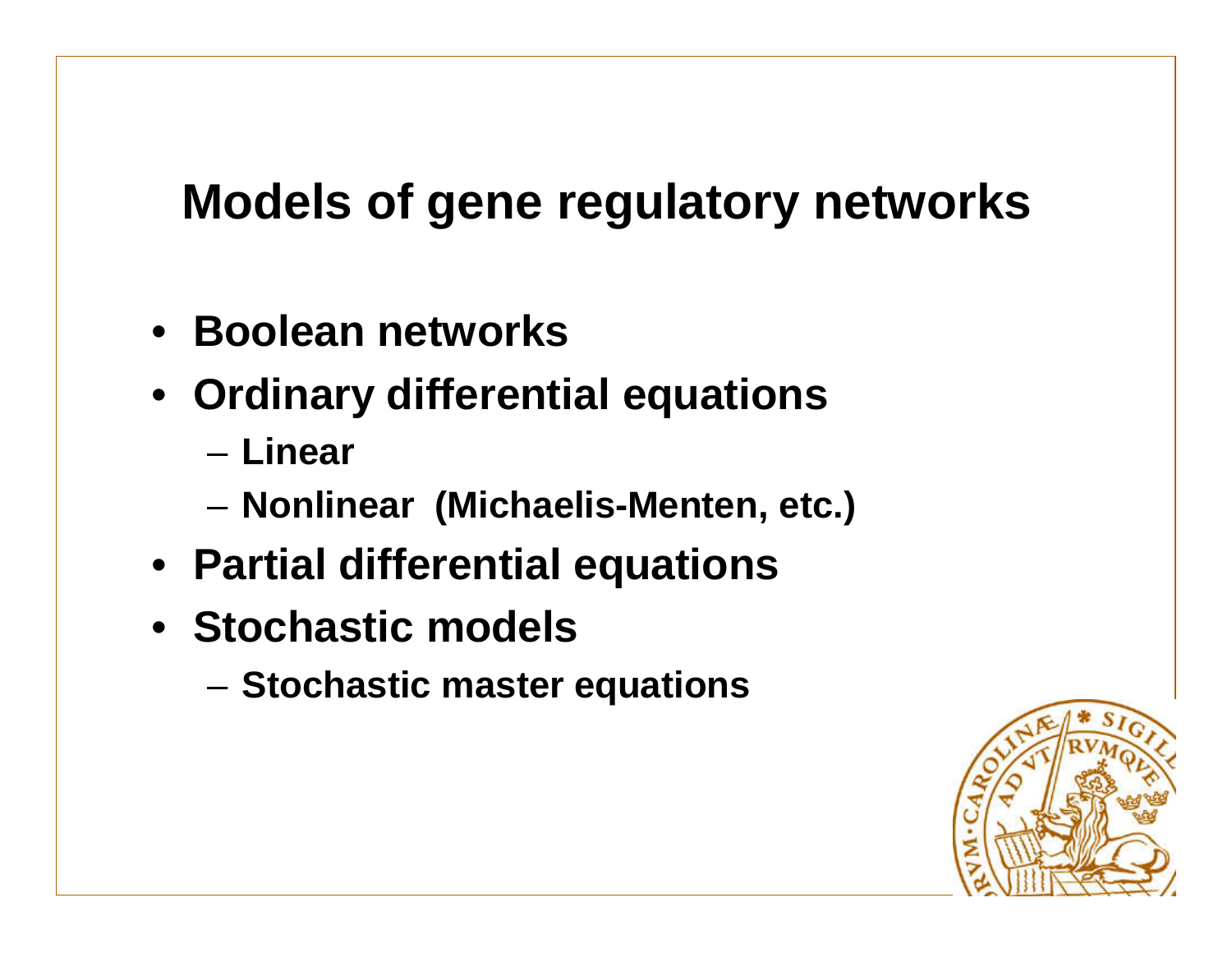# Models of gene regulatory networks

- Boolean networks
- Ordinary differential equations
  - Linear
  - Nonlinear (Michaelis-Menten, etc.)
- Partial differential equations
- Stochastic models
  - Stochastic master equations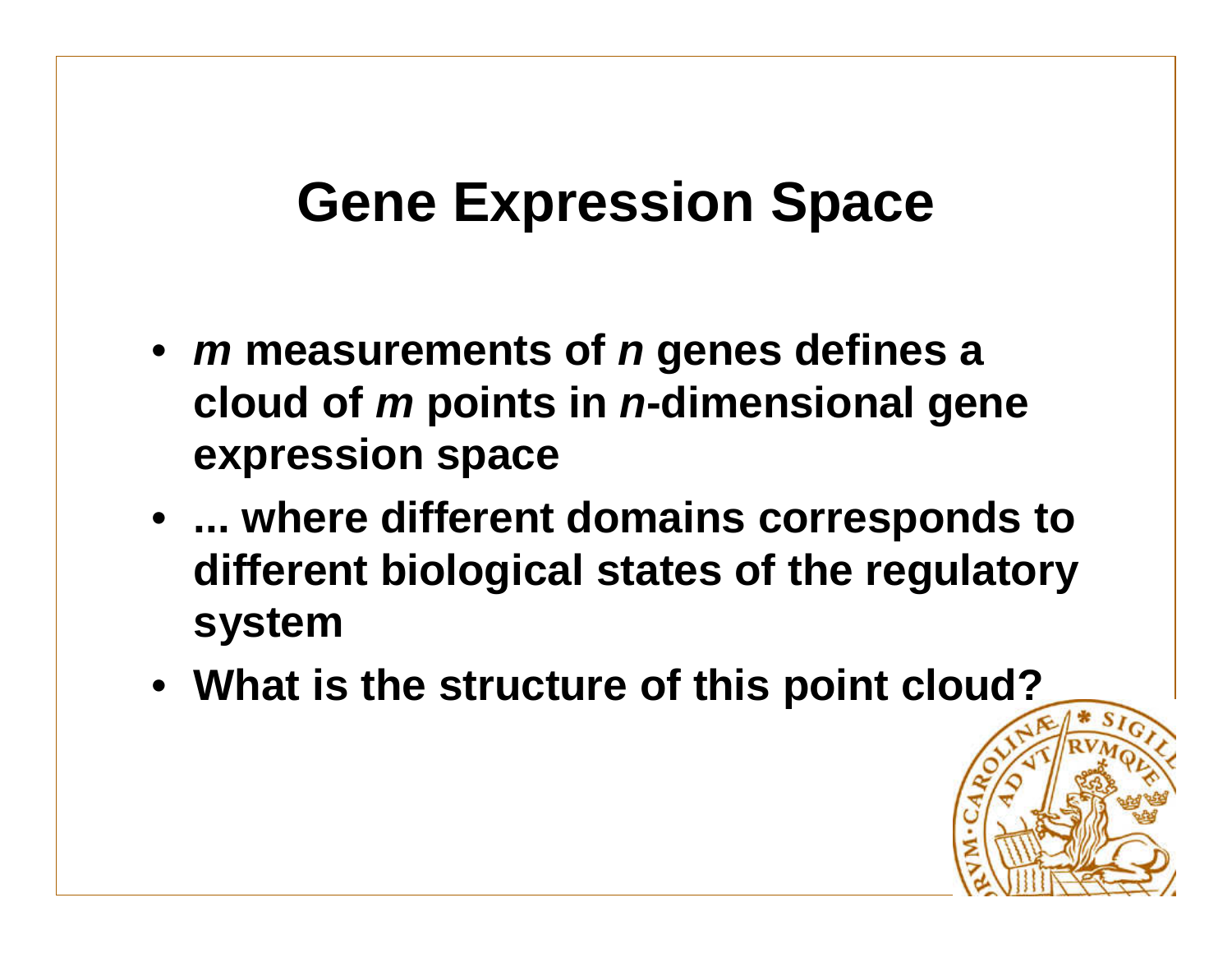# Gene Expression Space

- ***m*** **measurements of** ***n*** **genes defines a cloud of** ***m*** **points in** ***n*****-dimensional gene expression space**
- **... where different domains corresponds to different biological states of the regulatory system**
- **What is the structure of this point cloud?**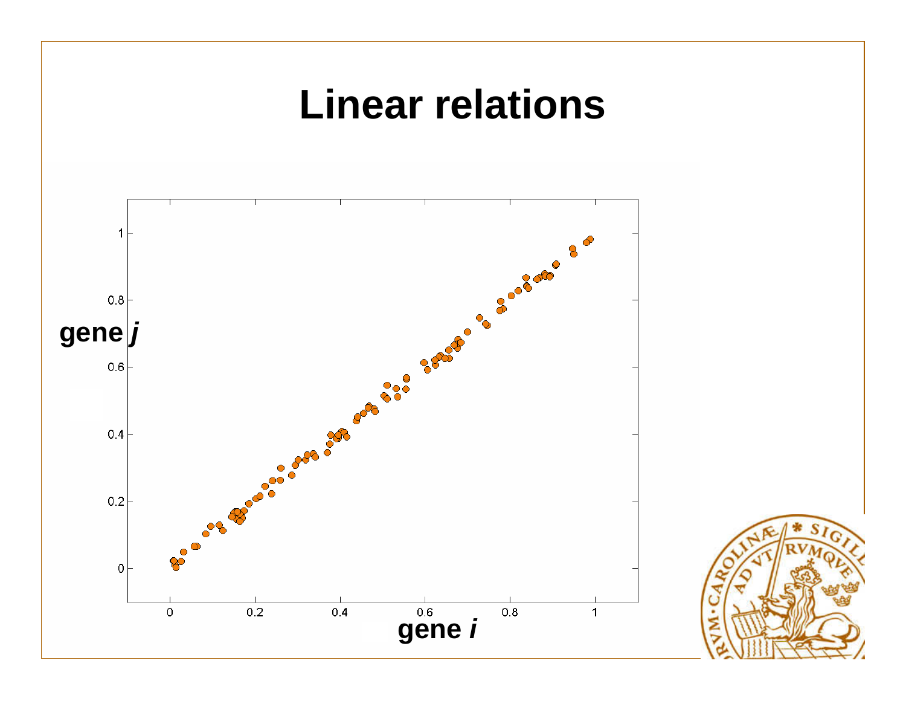# Linear relations

gene *j*

gene *i*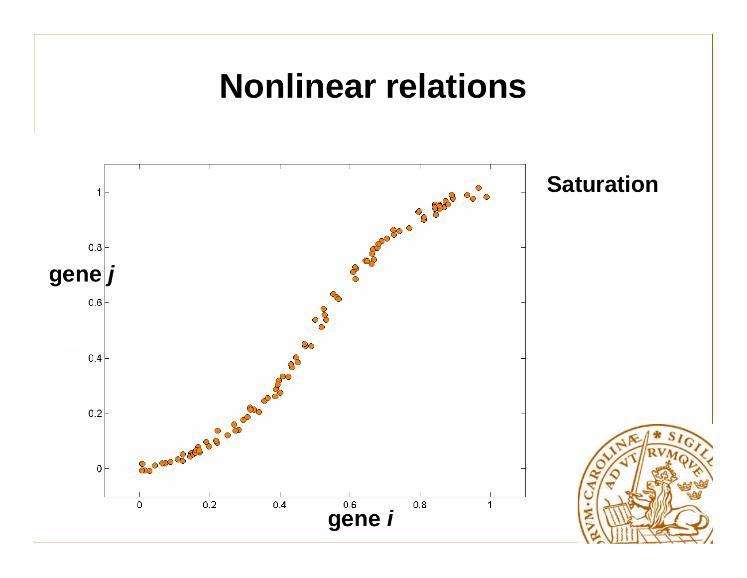# Nonlinear relations

**Saturation**

gene *j*

gene *i*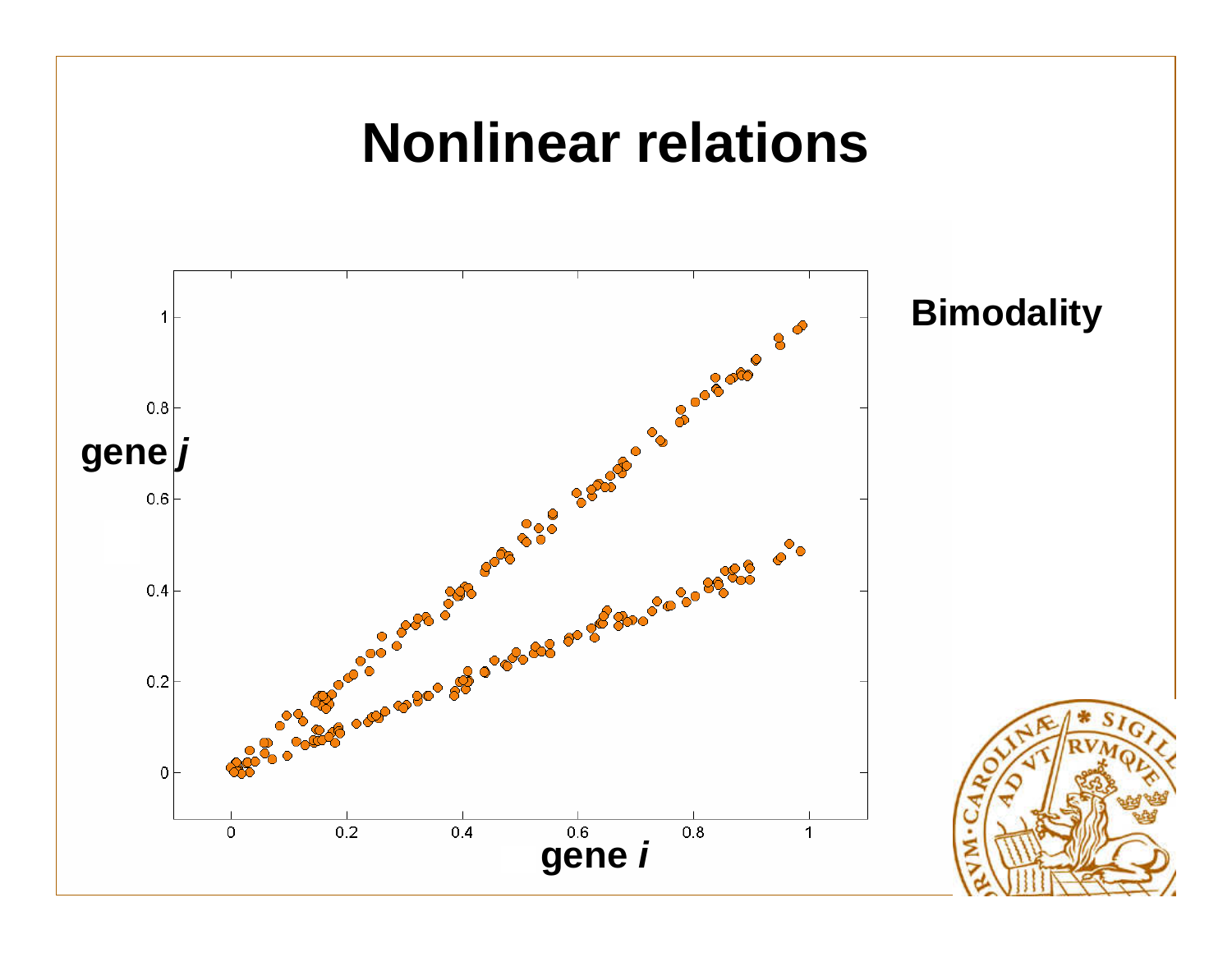# Nonlinear relations

**Bimodality**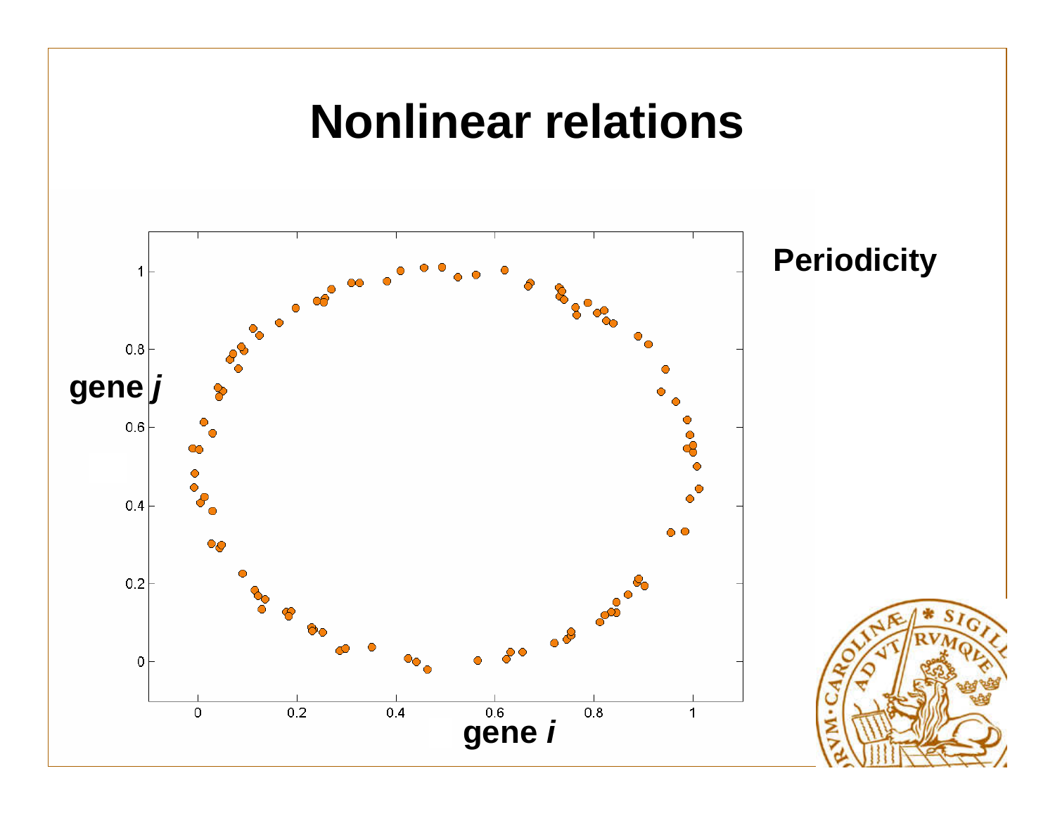# Nonlinear relations

**Periodicity**

**gene *j***

**gene *i***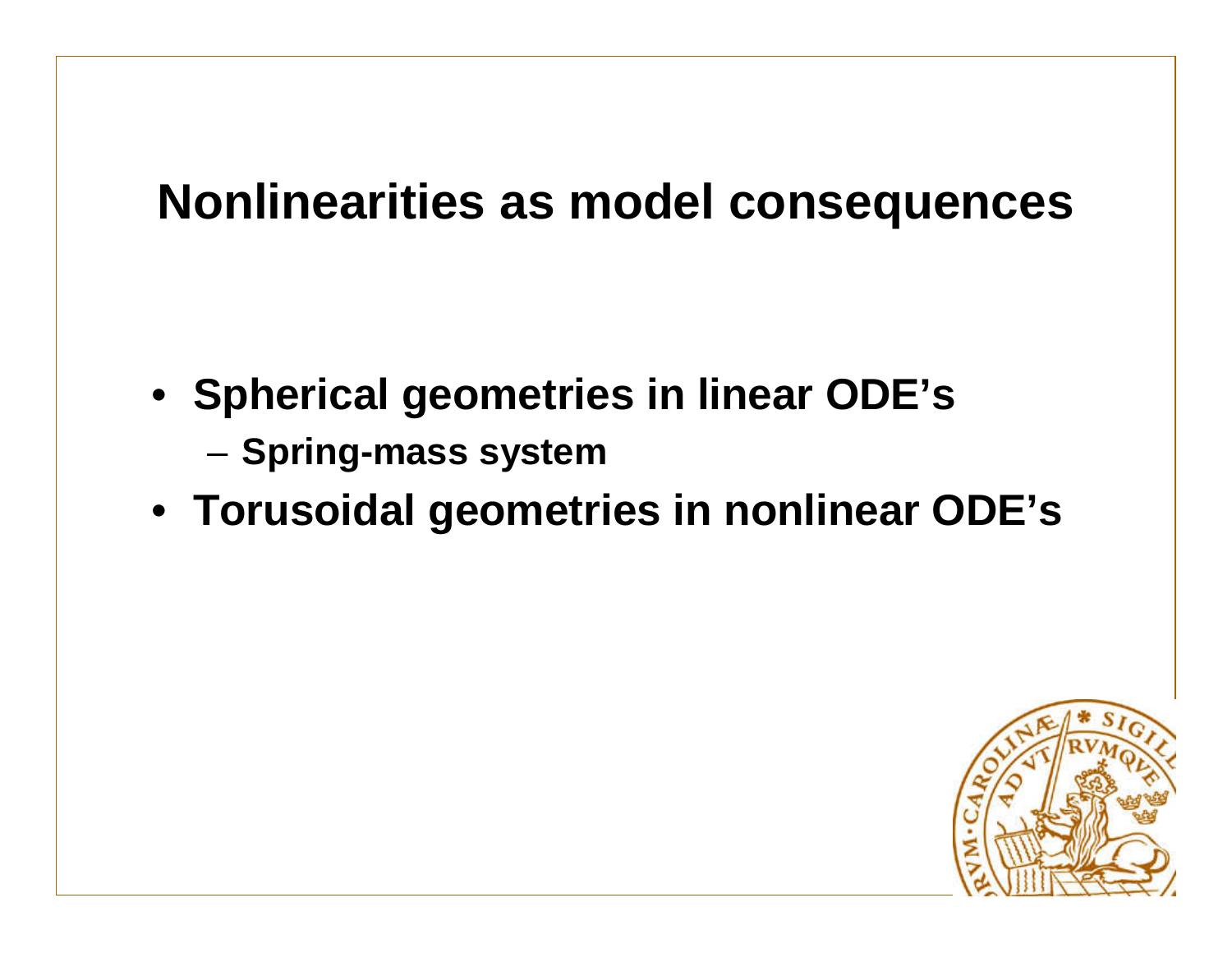# Nonlinearities as model consequences

- Spherical geometries in linear ODE's
  - Spring-mass system
- Torusoidal geometries in nonlinear ODE's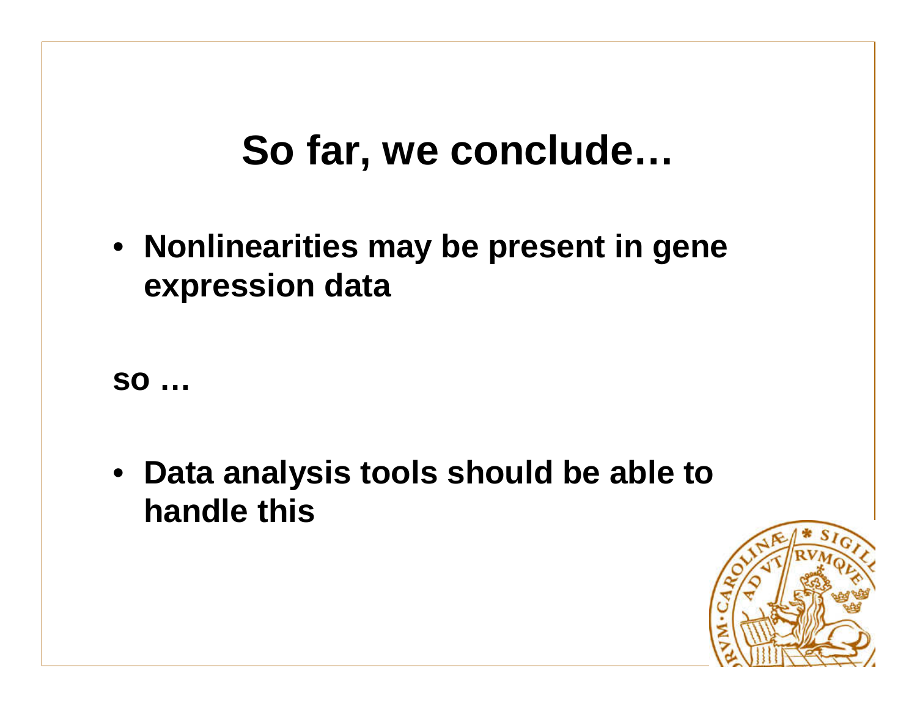# So far, we conclude…

- **Nonlinearities may be present in gene expression data**

**so …**

- **Data analysis tools should be able to handle this**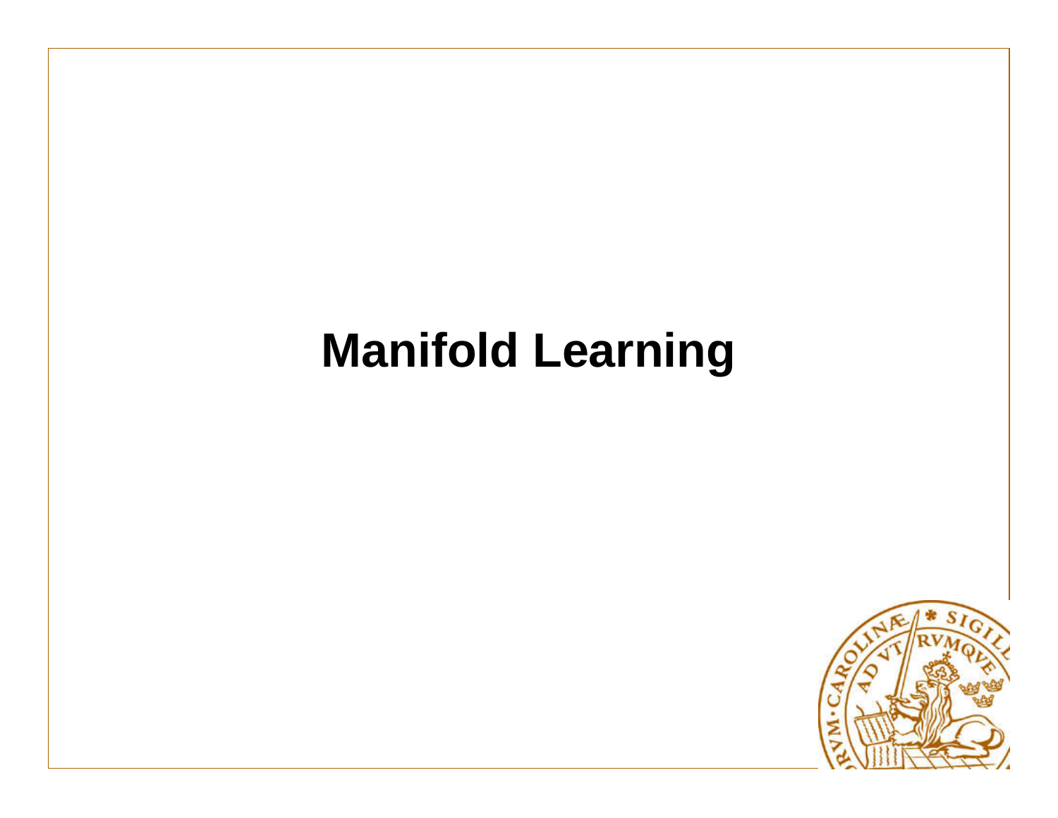# Manifold Learning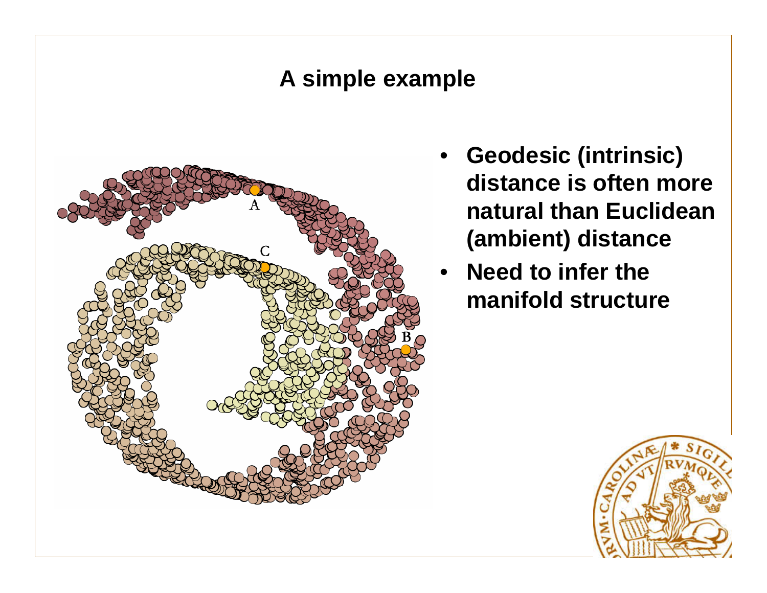## A simple example

- **Geodesic (intrinsic) distance is often more natural than Euclidean (ambient) distance**
- **Need to infer the manifold structure**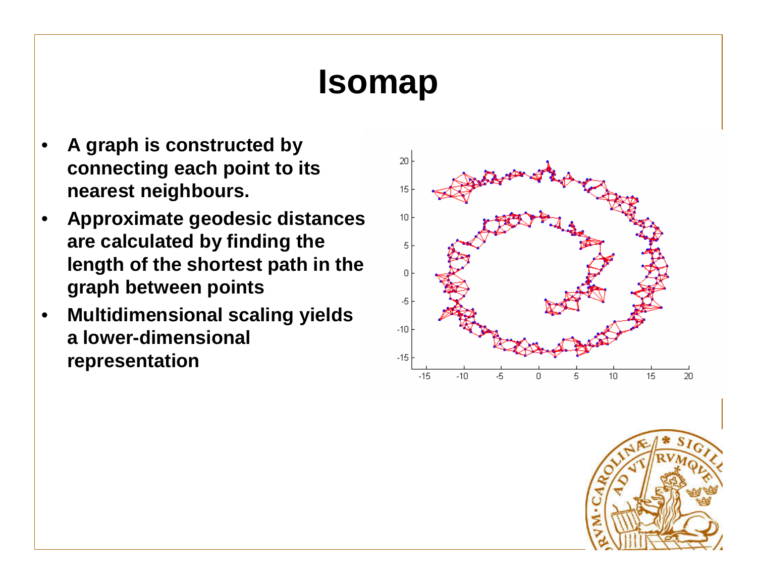# Isomap

- A graph is constructed by connecting each point to its nearest neighbours.
- Approximate geodesic distances are calculated by finding the length of the shortest path in the graph between points
- Multidimensional scaling yields a lower-dimensional representation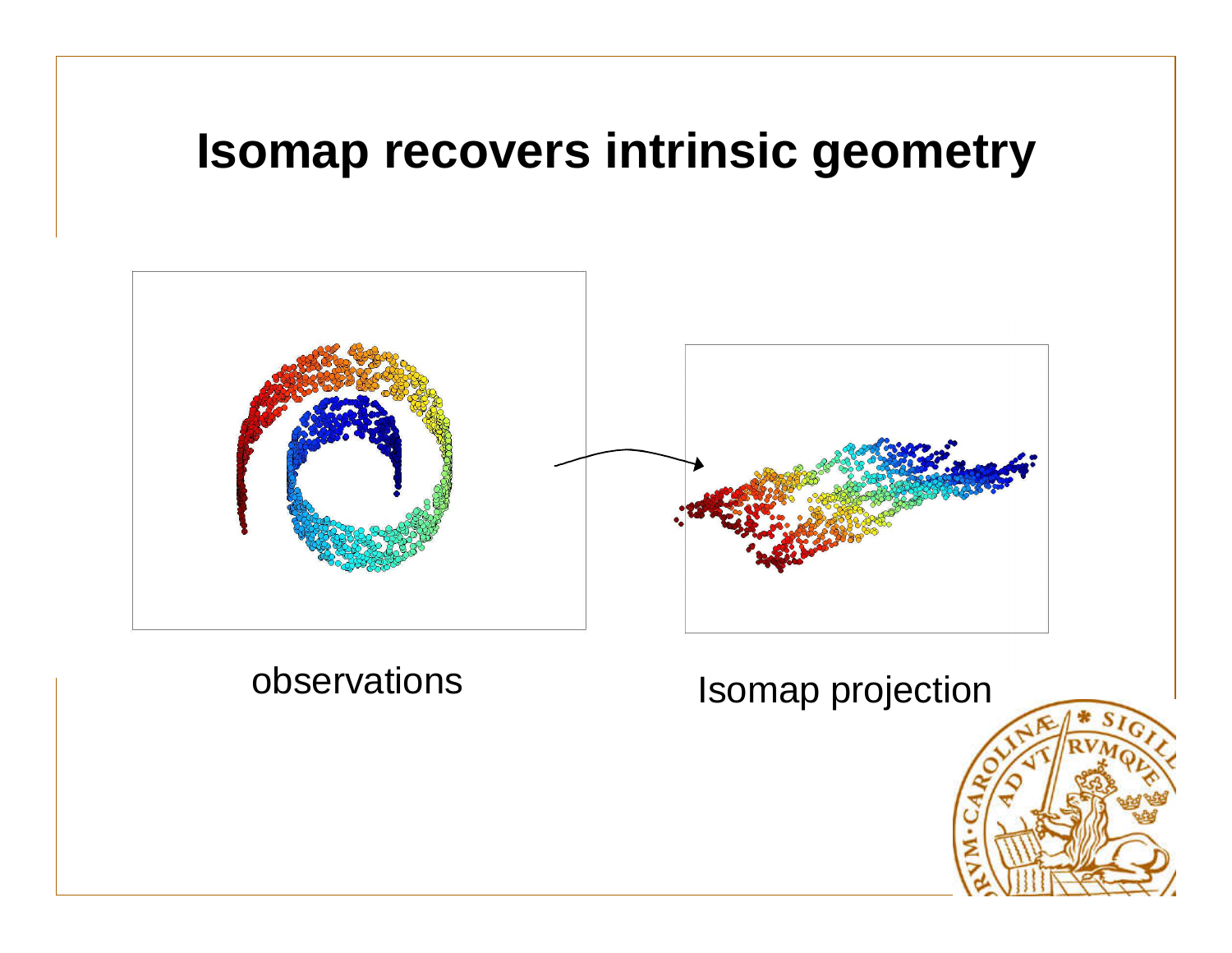# Isomap recovers intrinsic geometry

observations

Isomap projection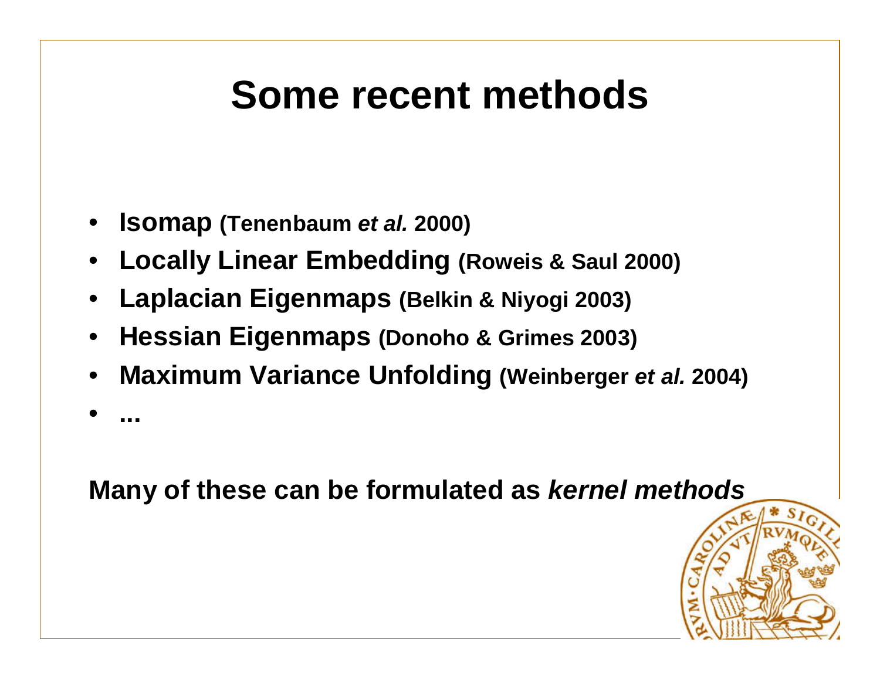# Some recent methods

- **Isomap (Tenenbaum *et al.* 2000)**
- **Locally Linear Embedding (Roweis & Saul 2000)**
- **Laplacian Eigenmaps (Belkin & Niyogi 2003)**
- **Hessian Eigenmaps (Donoho & Grimes 2003)**
- **Maximum Variance Unfolding (Weinberger *et al.* 2004)**
- **...**

**Many of these can be formulated as *kernel methods***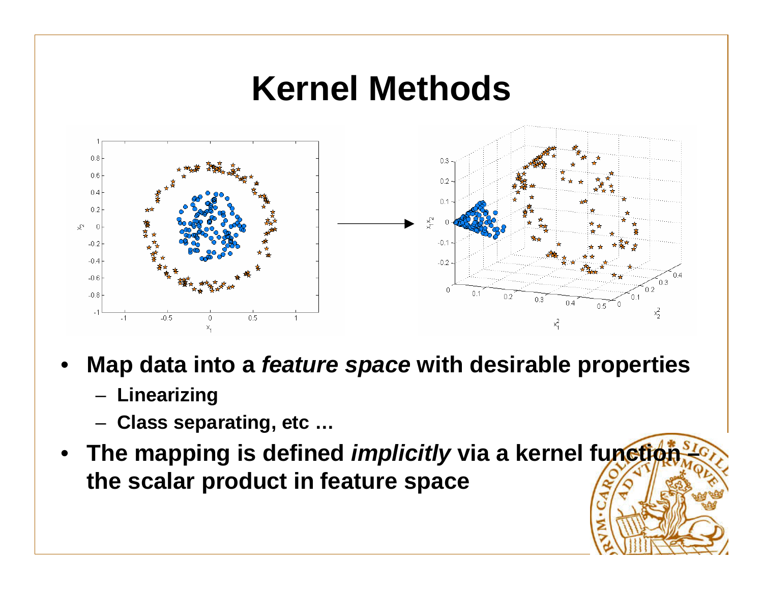# Kernel Methods

- **Map data into a *feature space* with desirable properties**
  - **Linearizing**
  - **Class separating, etc …**
- **The mapping is defined *implicitly* via a kernel function – the scalar product in feature space**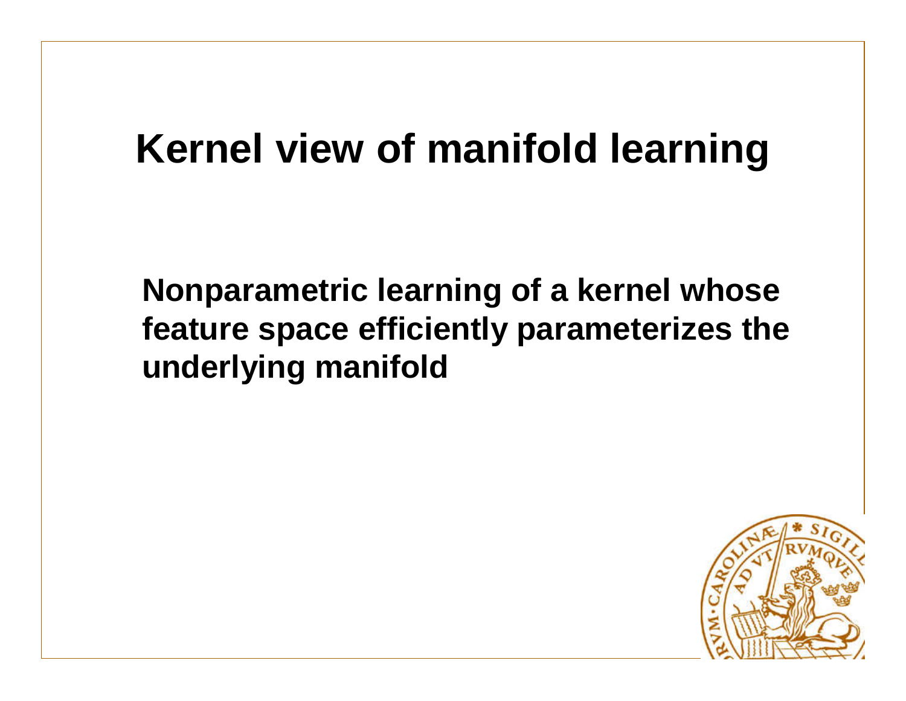# Kernel view of manifold learning

**Nonparametric learning of a kernel whose feature space efficiently parameterizes the underlying manifold**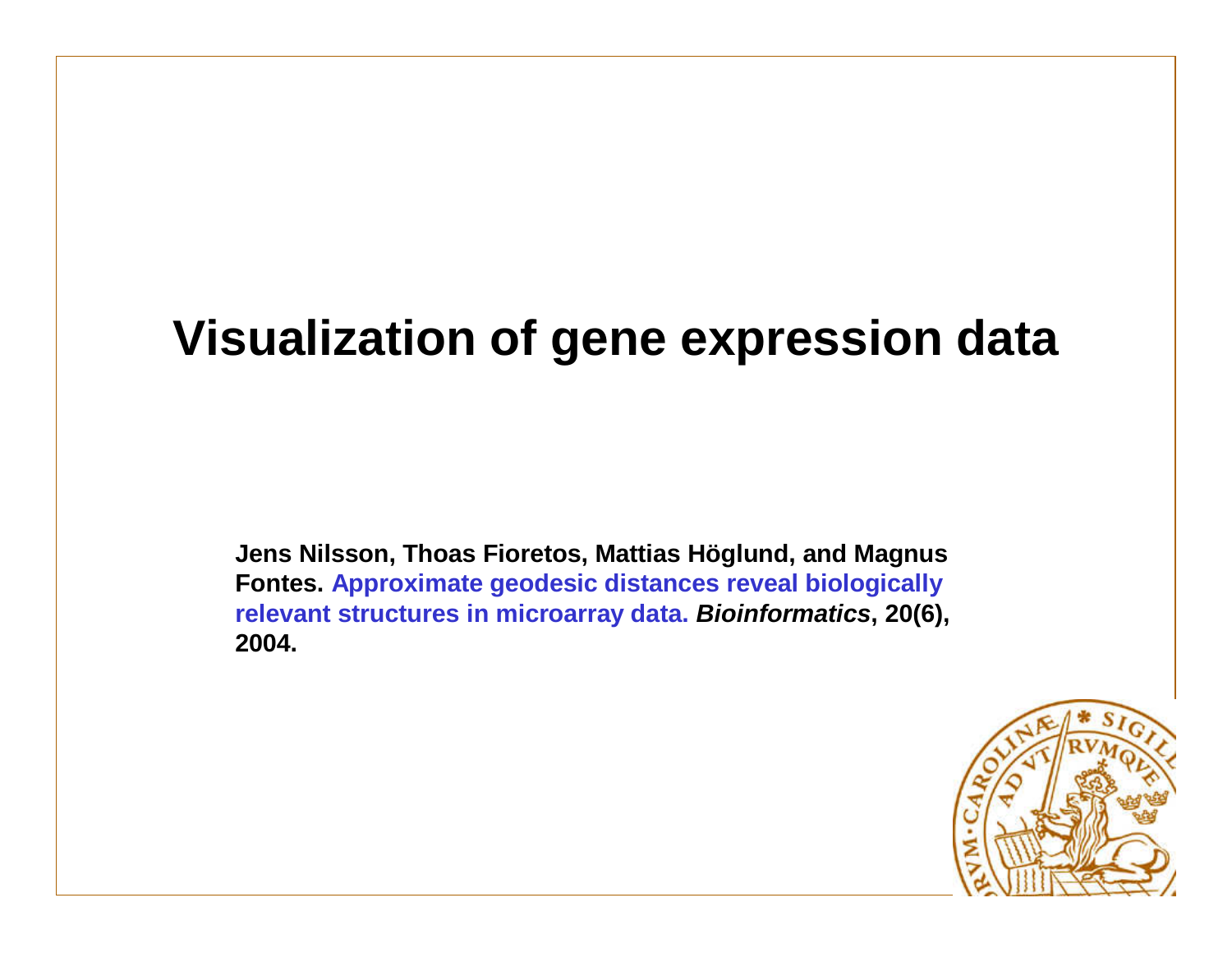# Visualization of gene expression data

**Jens Nilsson, Thoas Fioretos, Mattias Höglund, and Magnus Fontes. Approximate geodesic distances reveal biologically relevant structures in microarray data. *Bioinformatics*, 20(6), 2004.**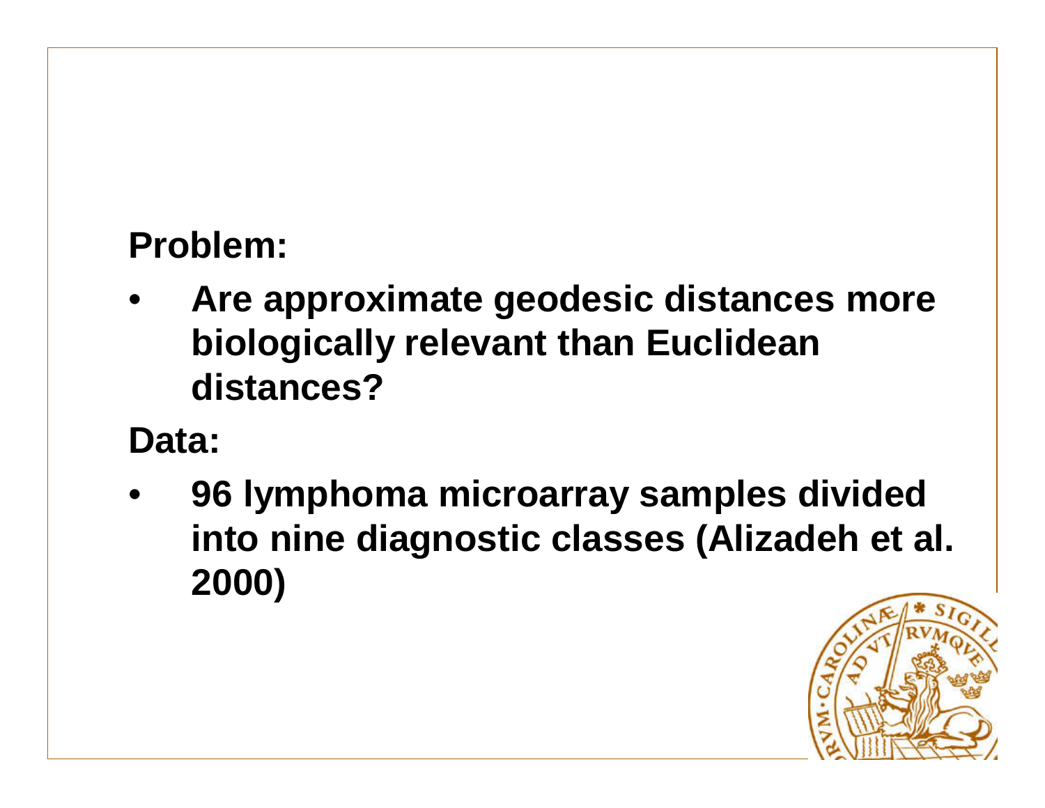**Problem:**

- **Are approximate geodesic distances more biologically relevant than Euclidean distances?**

**Data:**

- **96 lymphoma microarray samples divided into nine diagnostic classes (Alizadeh et al. 2000)**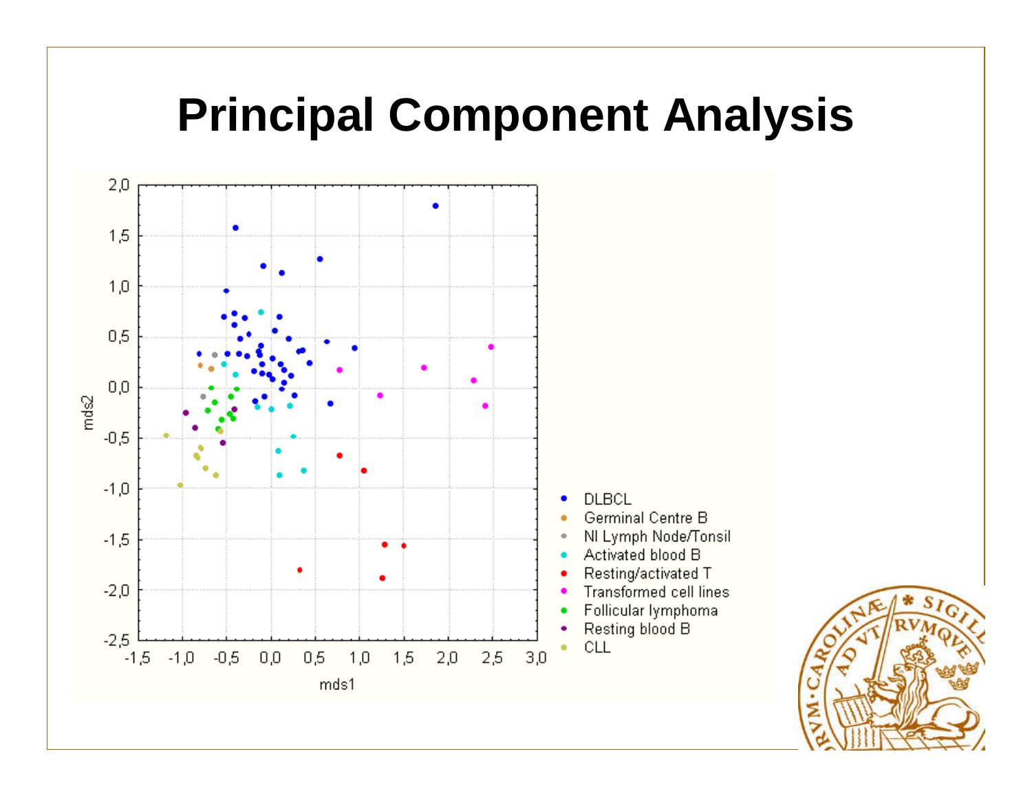# Principal Component Analysis

mds2

mds1

- DLBCL
- Germinal Centre B
- Nl Lymph Node/Tonsil
- Activated blood B
- Resting/activated T
- Transformed cell lines
- Follicular lymphoma
- Resting blood B
- CLL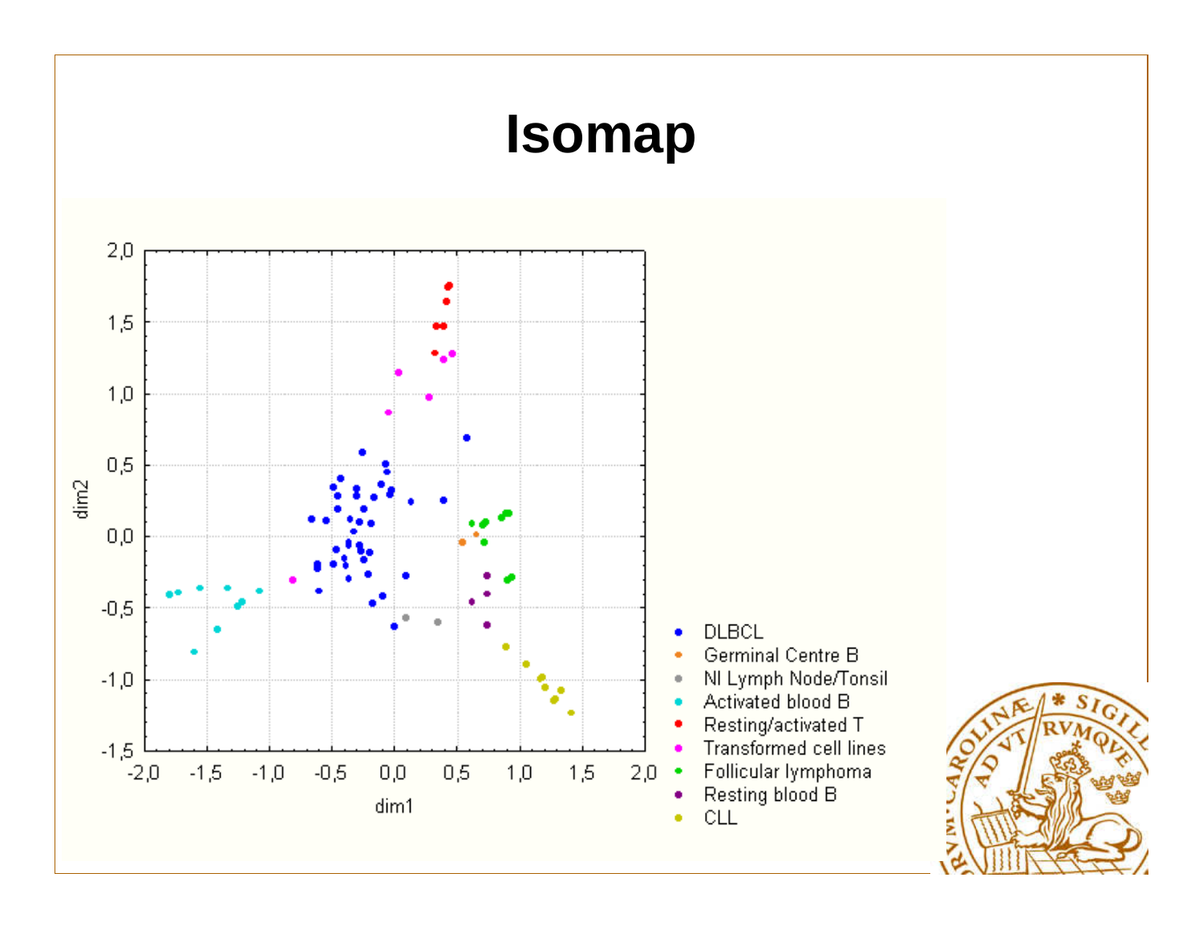# Isomap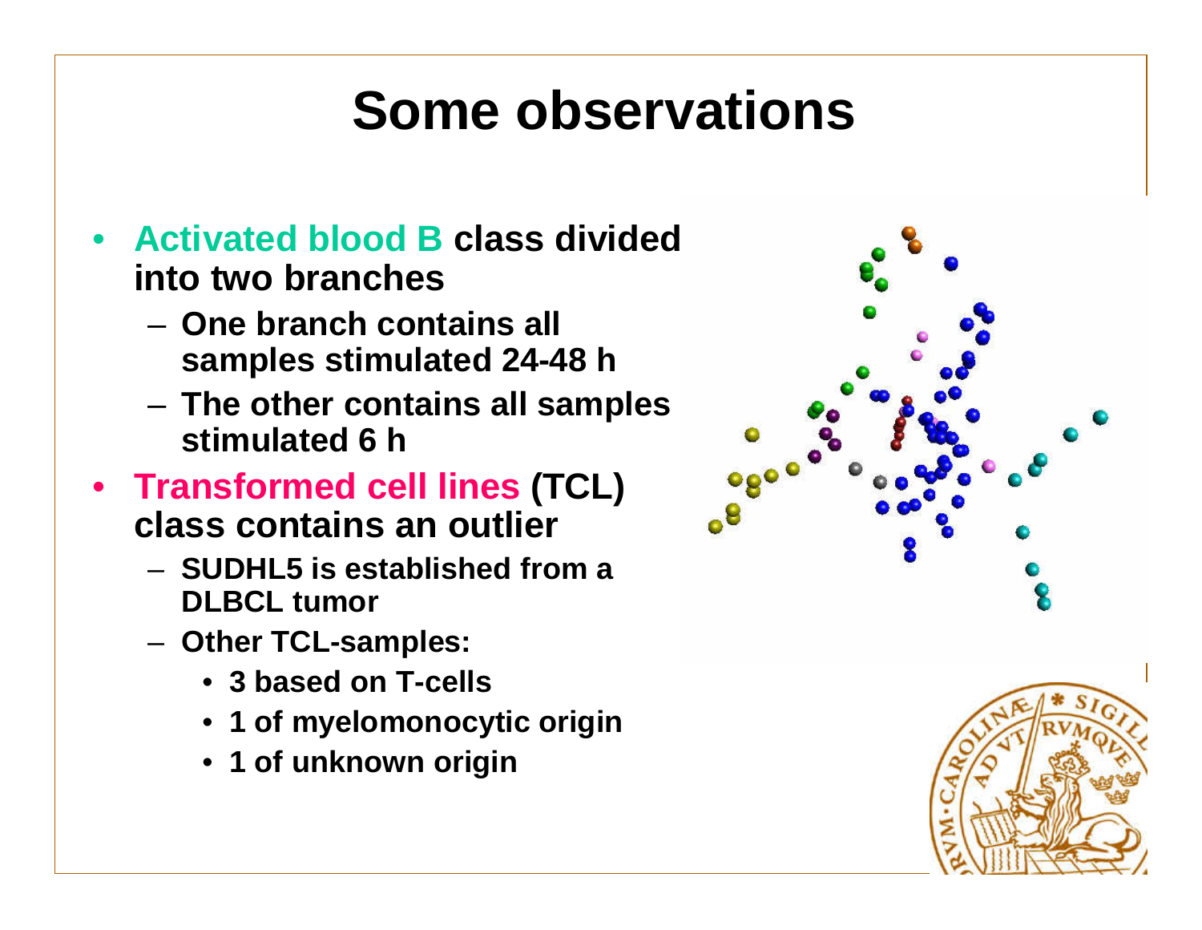# Some observations

- **Activated blood B class divided into two branches**
  - **One branch contains all samples stimulated 24-48 h**
  - **The other contains all samples stimulated 6 h**
- **Transformed cell lines (TCL) class contains an outlier**
  - **SUDHL5 is established from a DLBCL tumor**
  - **Other TCL-samples:**
    - **3 based on T-cells**
    - **1 of myelomonocytic origin**
    - **1 of unknown origin**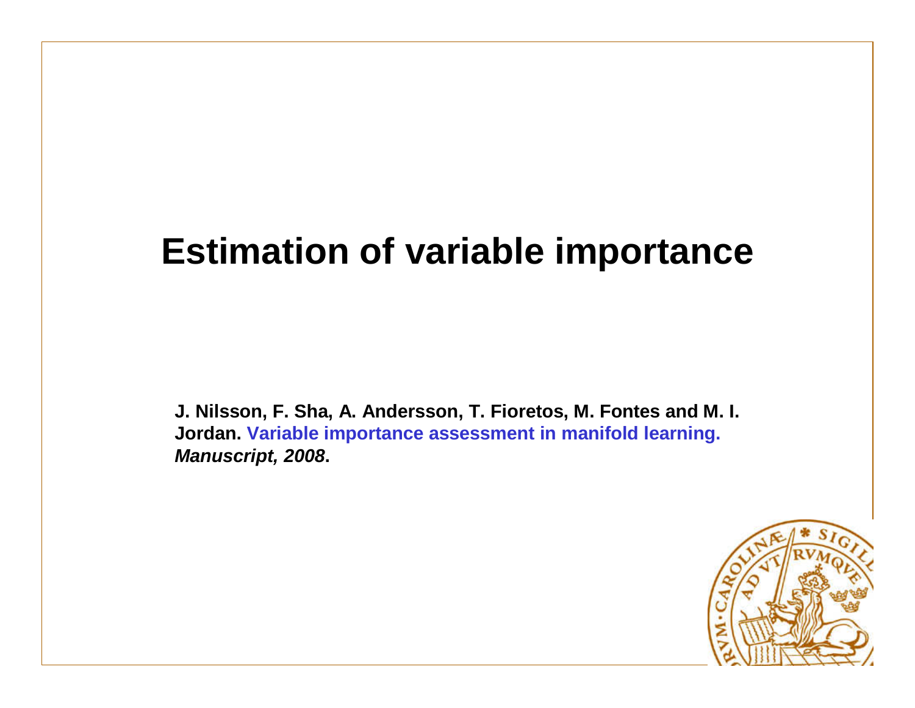# Estimation of variable importance

**J. Nilsson, F. Sha, A. Andersson, T. Fioretos, M. Fontes and M. I. Jordan. Variable importance assessment in manifold learning. *Manuscript, 2008*.**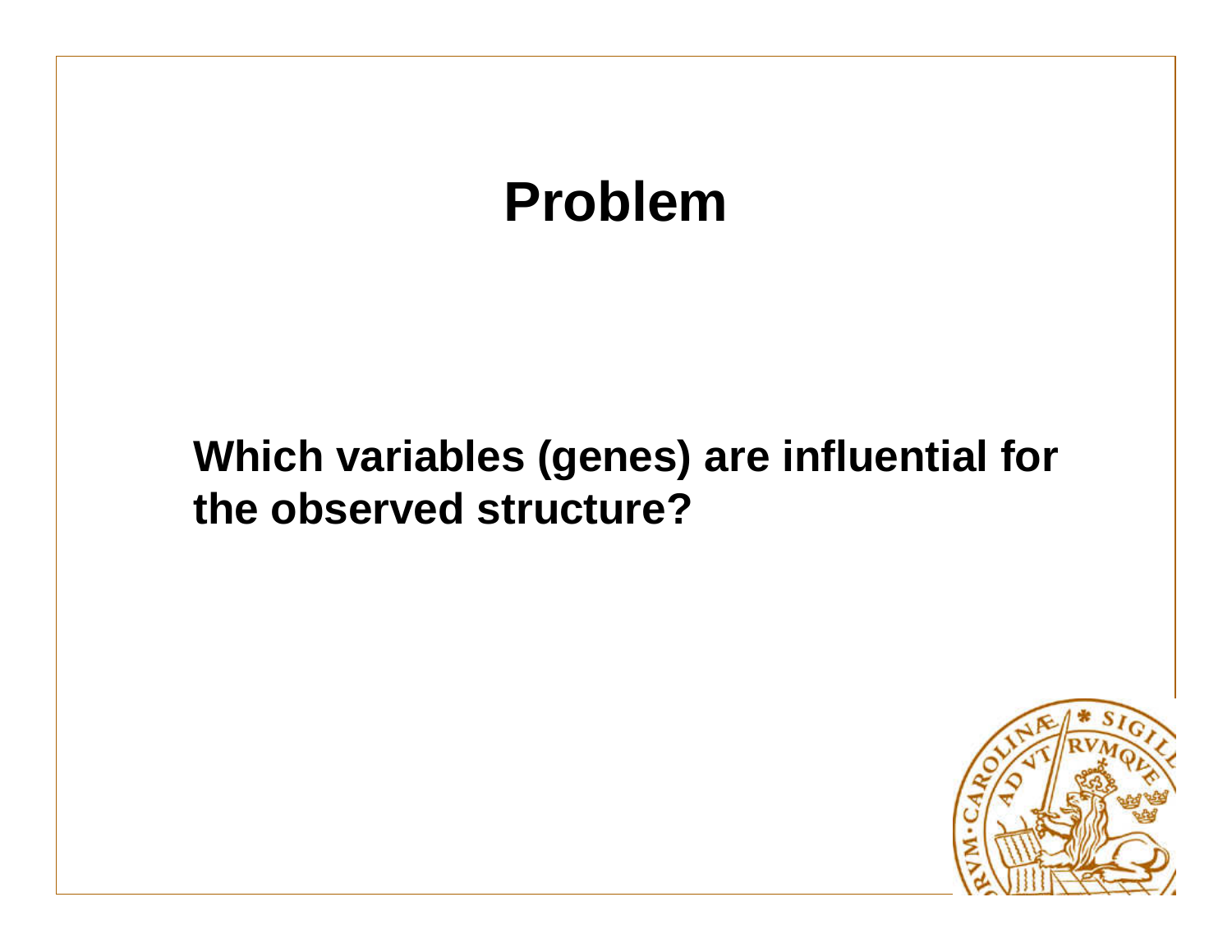# Problem

**Which variables (genes) are influential for the observed structure?**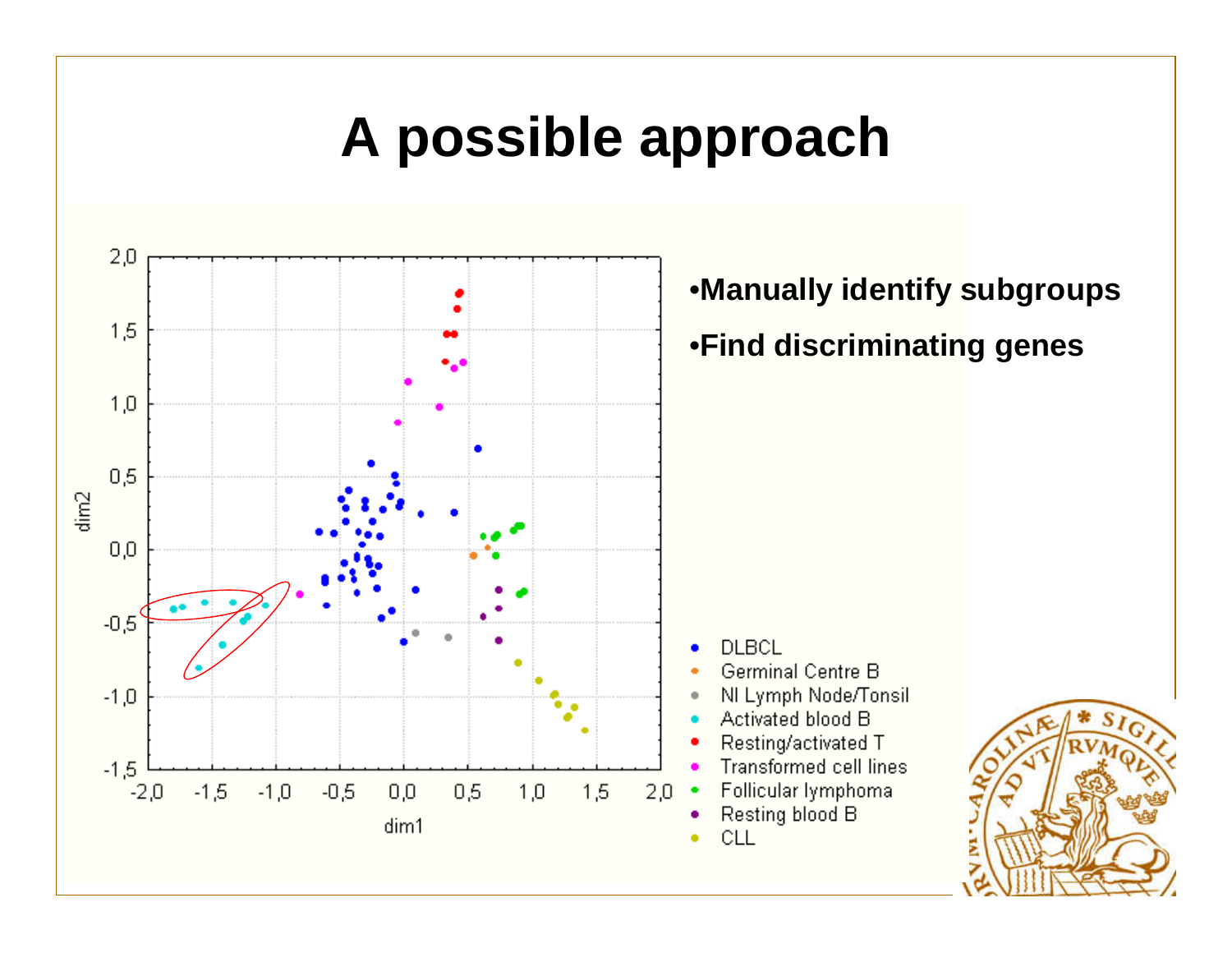# A possible approach

- Manually identify subgroups
- Find discriminating genes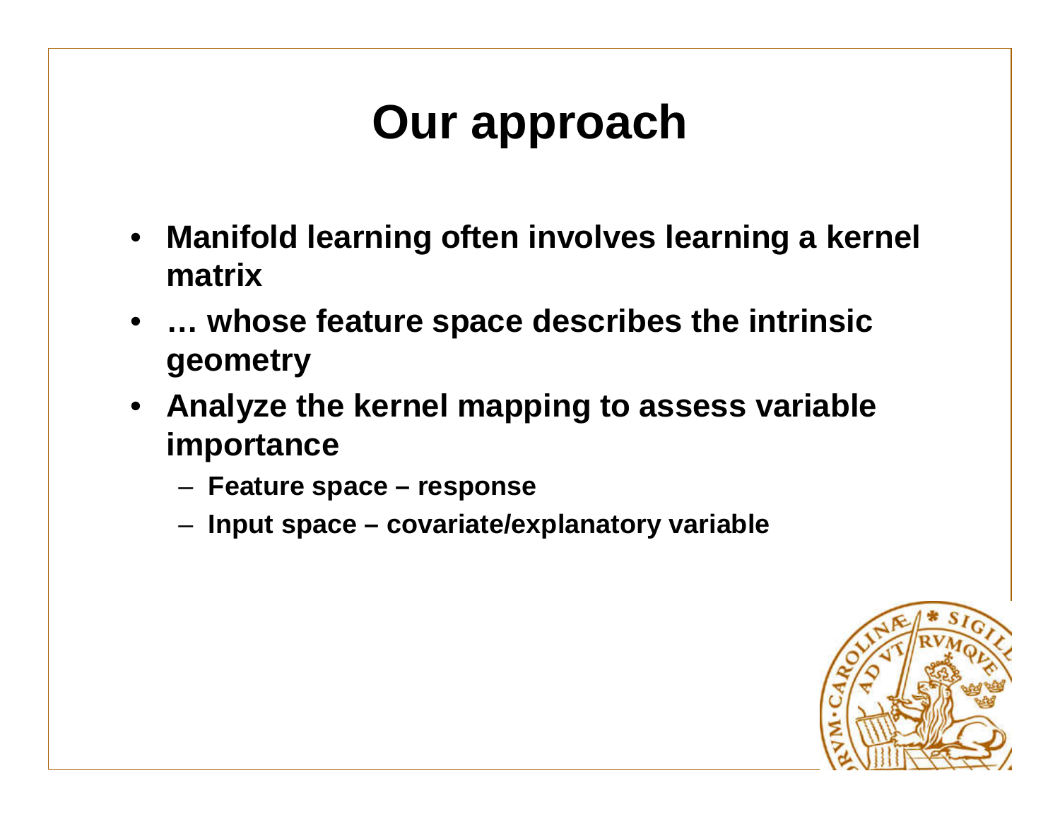# Our approach

- Manifold learning often involves learning a kernel matrix
- … whose feature space describes the intrinsic geometry
- Analyze the kernel mapping to assess variable importance
  - Feature space – response
  - Input space – covariate/explanatory variable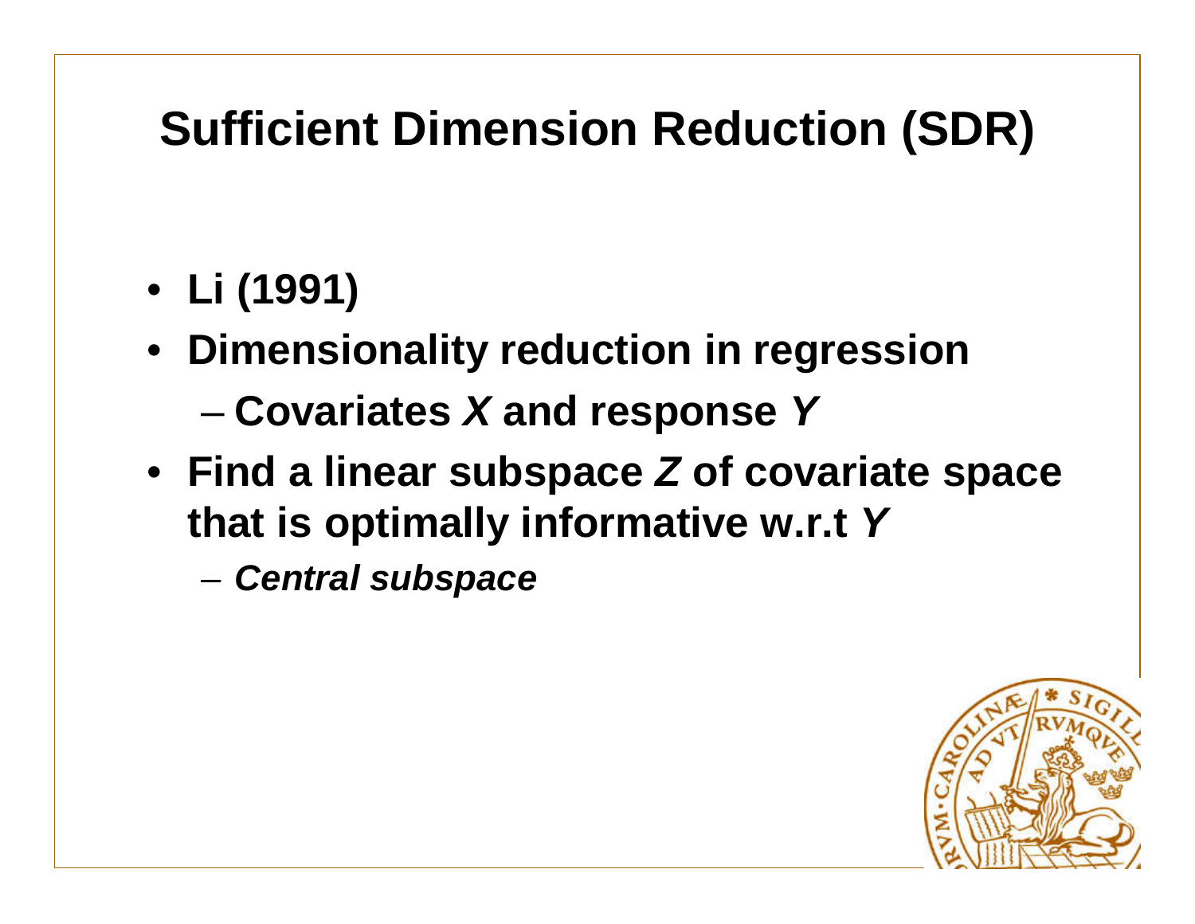# Sufficient Dimension Reduction (SDR)

- **Li (1991)**
- **Dimensionality reduction in regression**
  - **Covariates *X* and response *Y***
- **Find a linear subspace *Z* of covariate space that is optimally informative w.r.t *Y***
  - ***Central subspace***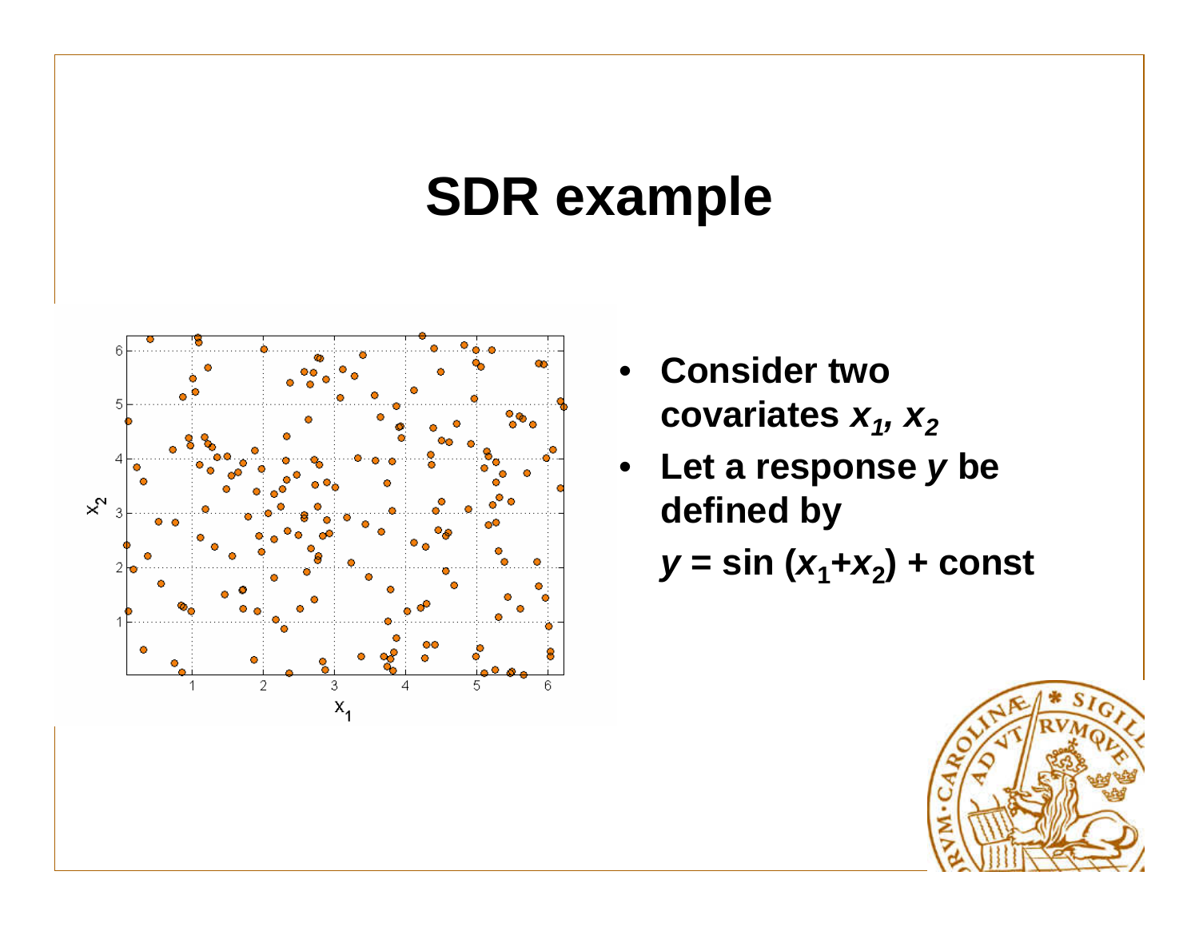# SDR example

- **Consider two covariates $x_1, x_2$**
- **Let a response $y$ be defined by**

  $y = \sin(x_1+x_2) + \text{const}$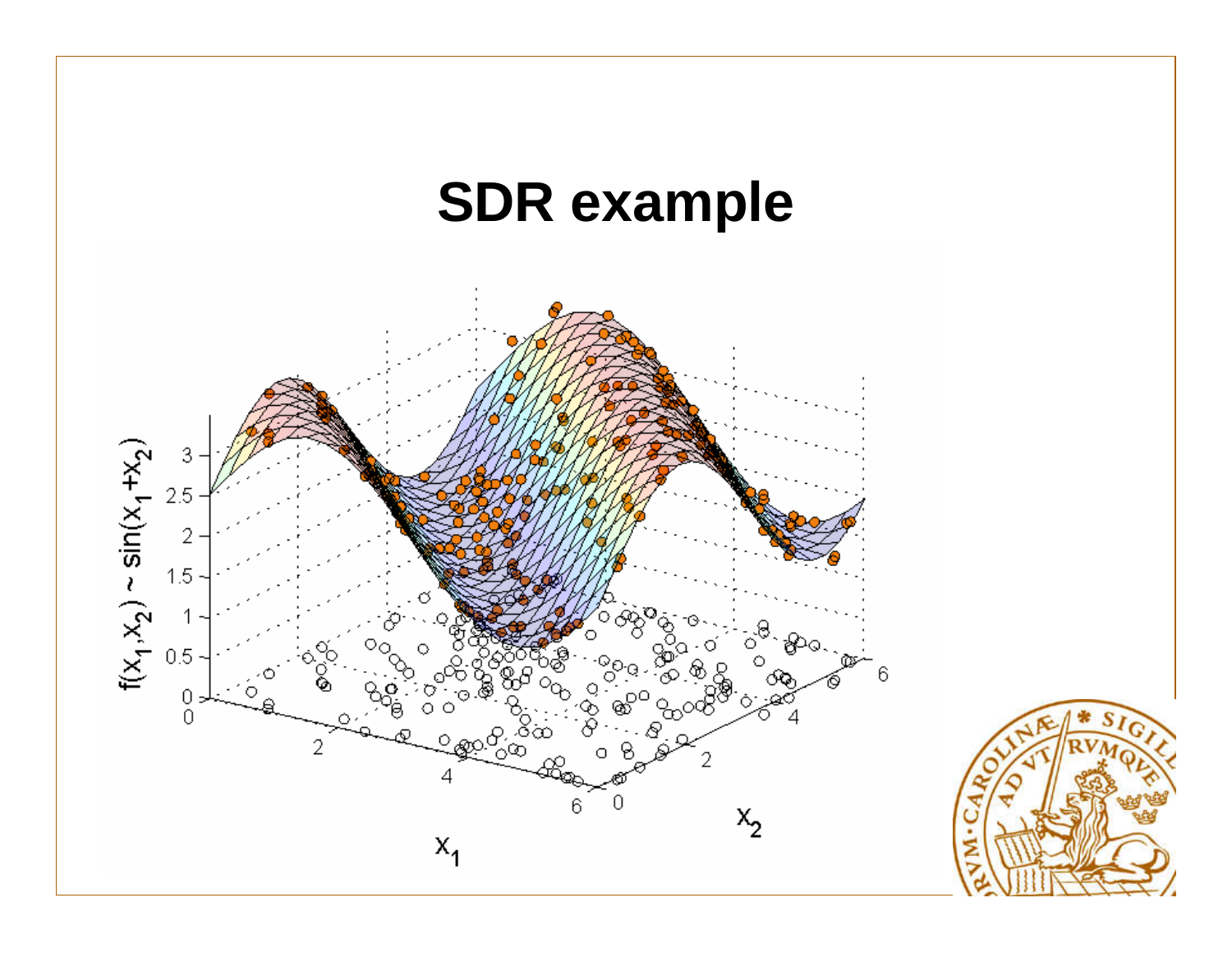# SDR example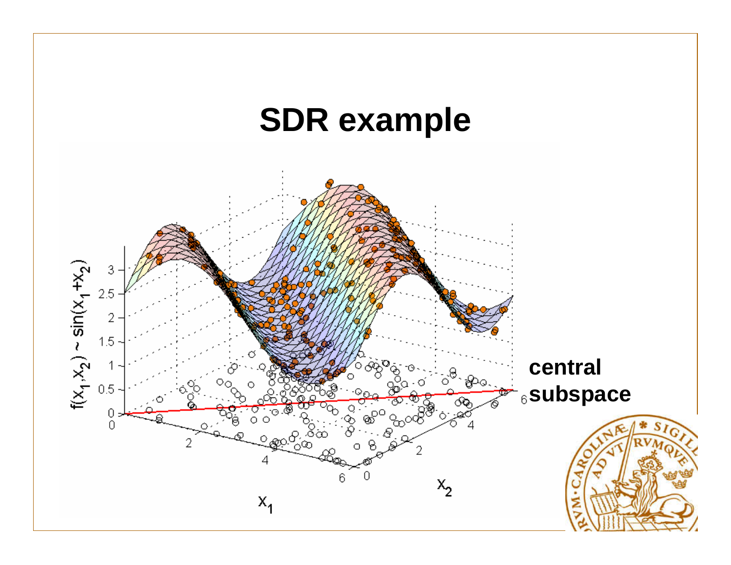# SDR example

$f(x_1, x_2) \sim \sin(x_1 + x_2)$

central subspace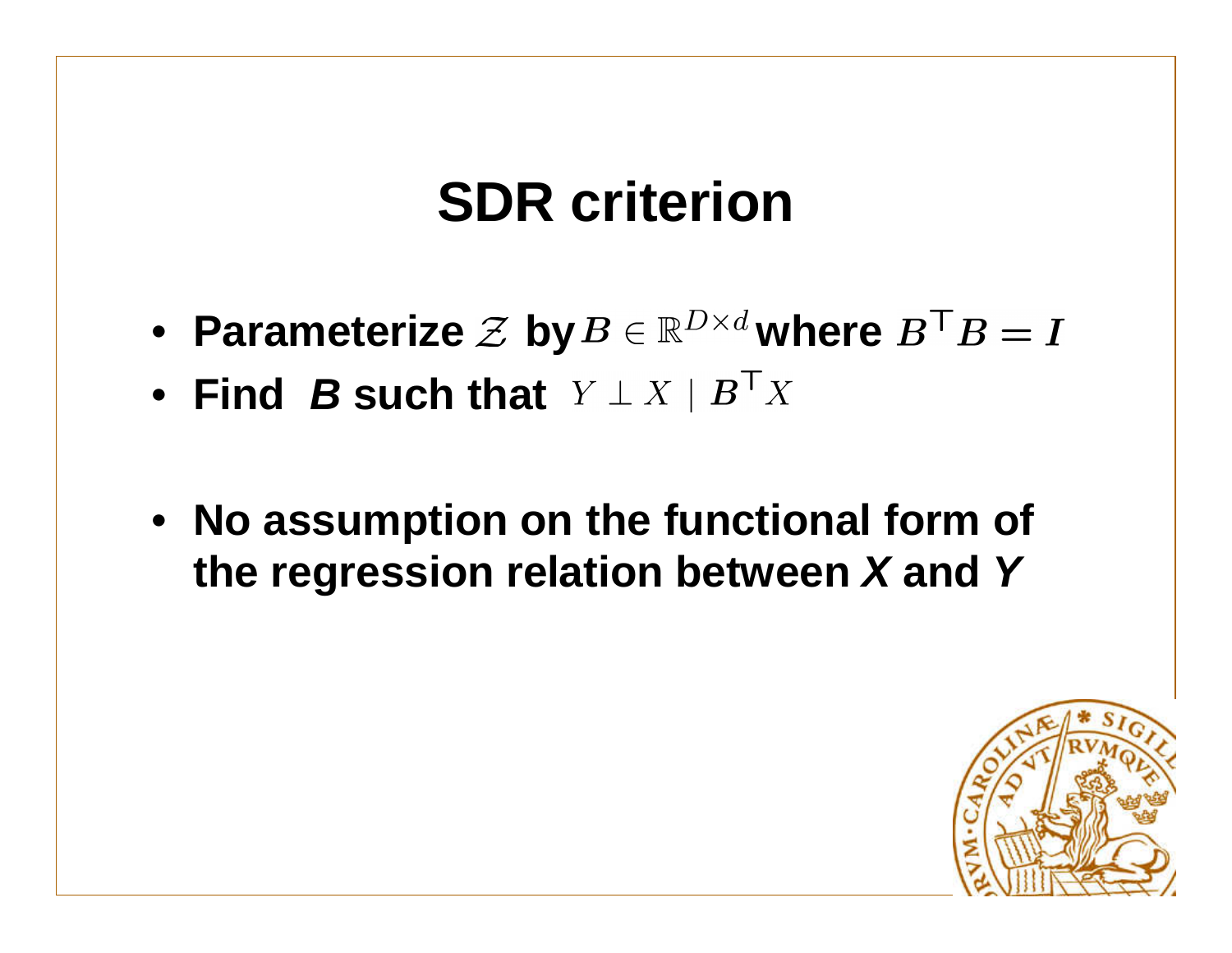# SDR criterion

- **Parameterize** $\mathcal{Z}$ **by** $B \in \mathbb{R}^{D \times d}$ **where** $B^\top B = I$
- **Find** ***B*** **such that** $Y \perp X \mid B^\top X$

- **No assumption on the functional form of the regression relation between** ***X*** **and** ***Y***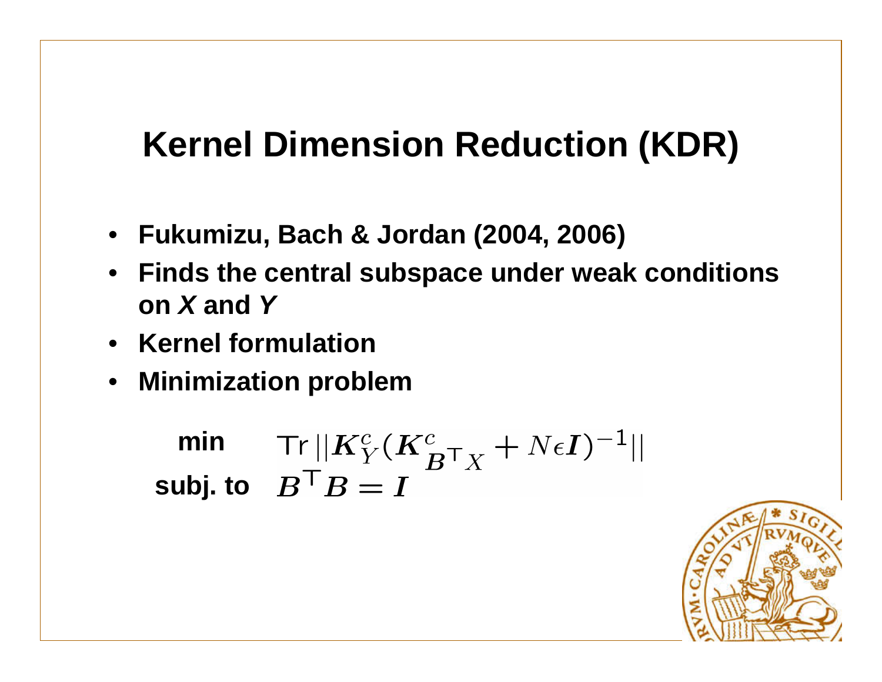# Kernel Dimension Reduction (KDR)

- **Fukumizu, Bach & Jordan (2004, 2006)**
- **Finds the central subspace under weak conditions on *X* and *Y***
- **Kernel formulation**
- **Minimization problem**

$$
\begin{aligned}
\textbf{min} \quad & \mathrm{Tr}\,||\boldsymbol{K}_Y^c(\boldsymbol{K}_{B^\top X}^c + N\epsilon \boldsymbol{I})^{-1}|| \\
\textbf{subj. to} \quad & B^\top B = \boldsymbol{I}
\end{aligned}
$$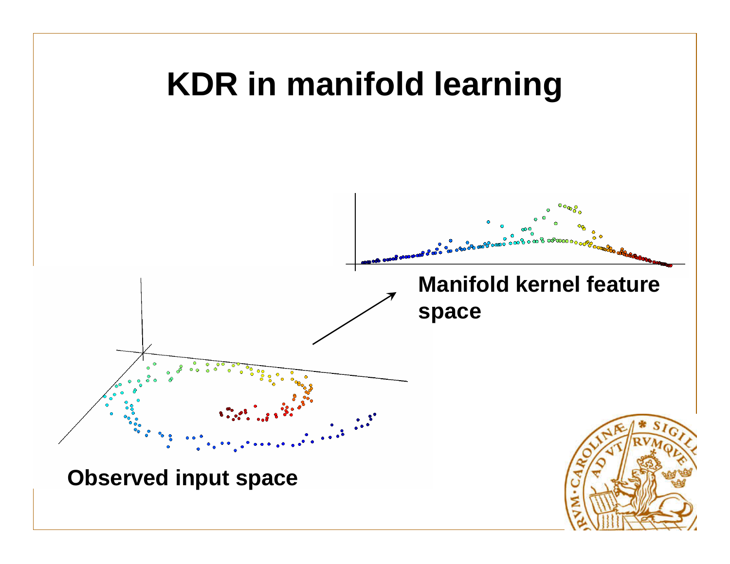# KDR in manifold learning

Manifold kernel feature space

Observed input space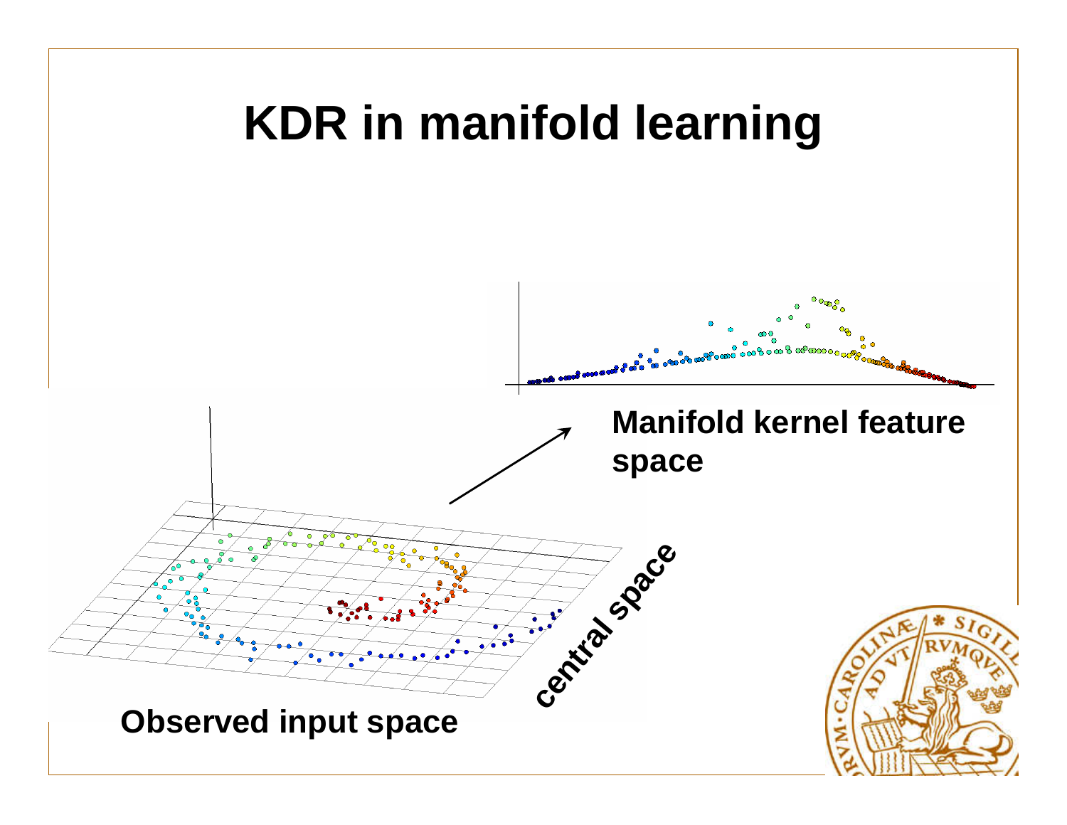# KDR in manifold learning

Manifold kernel feature space

central space

Observed input space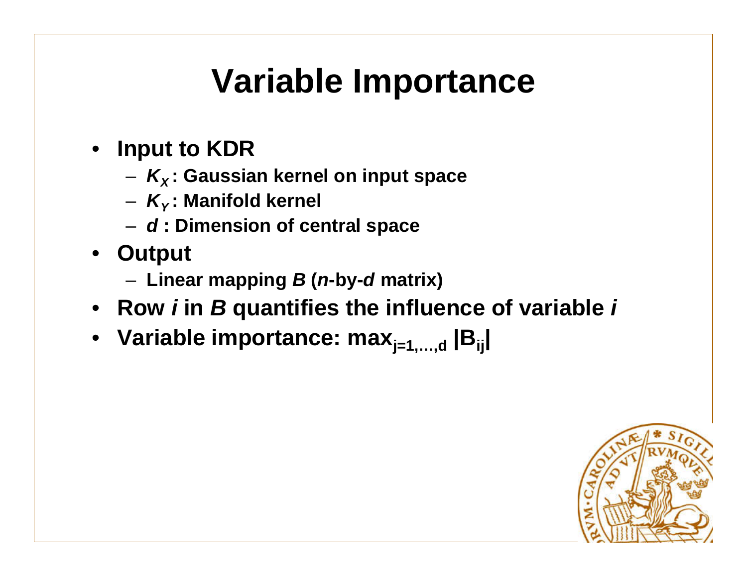# Variable Importance

- **Input to KDR**
  - $K_X$ **: Gaussian kernel on input space**
  - $K_Y$ **: Manifold kernel**
  - $d$ **: Dimension of central space**
- **Output**
  - **Linear mapping** $B$ **(**$n$**-by-**$d$ **matrix)**
- **Row** $i$ **in** $B$ **quantifies the influence of variable** $i$
- **Variable importance:** $\max_{j=1,\ldots,d} |B_{ij}|$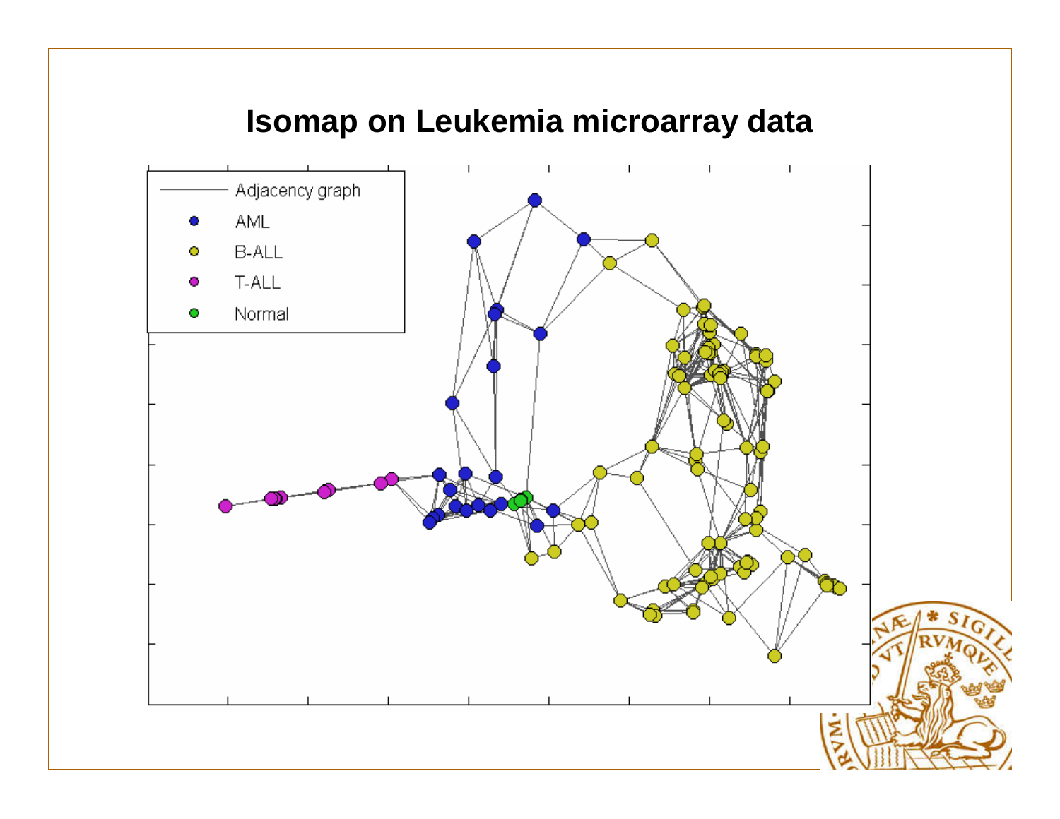# Isomap on Leukemia microarray data

- Adjacency graph
- AML
- B-ALL
- T-ALL
- Normal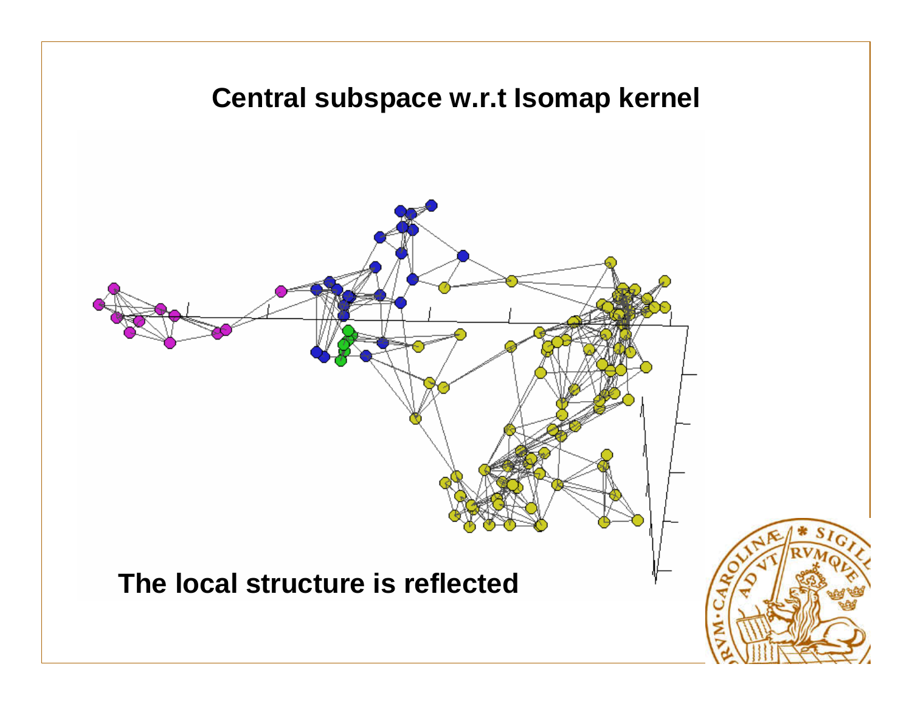# Central subspace w.r.t Isomap kernel

The local structure is reflected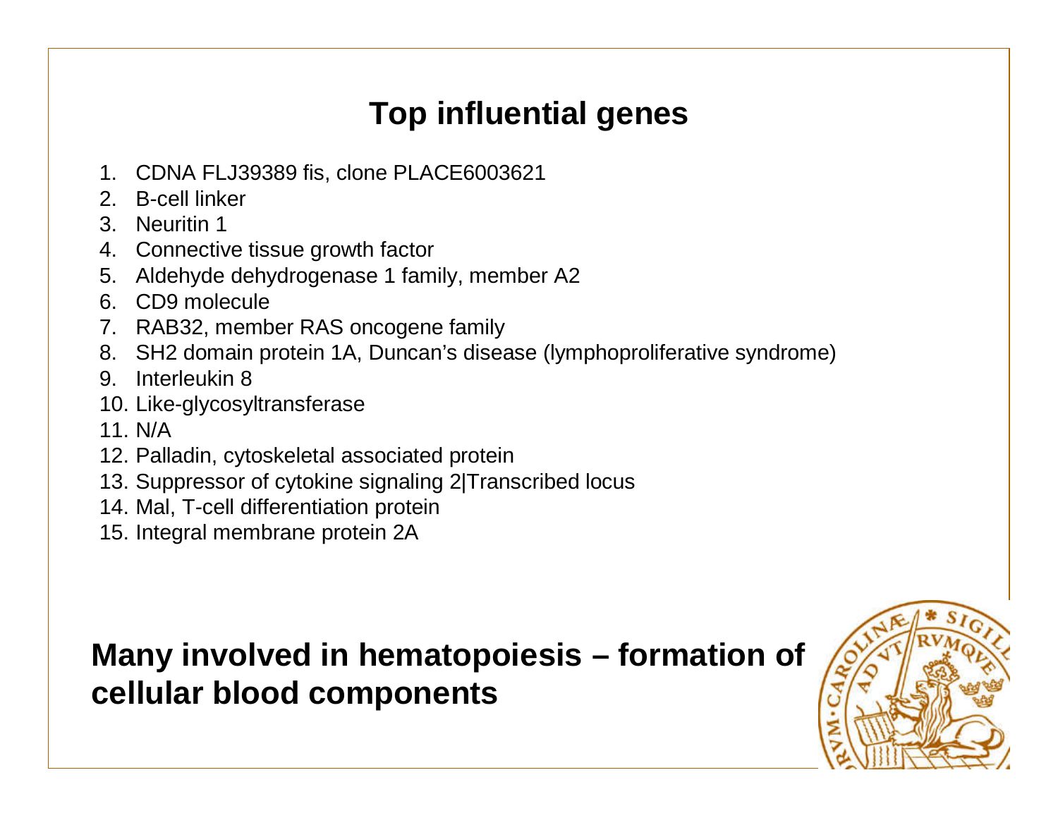# Top influential genes

1. CDNA FLJ39389 fis, clone PLACE6003621
2. B-cell linker
3. Neuritin 1
4. Connective tissue growth factor
5. Aldehyde dehydrogenase 1 family, member A2
6. CD9 molecule
7. RAB32, member RAS oncogene family
8. SH2 domain protein 1A, Duncan's disease (lymphoproliferative syndrome)
9. Interleukin 8
10. Like-glycosyltransferase
11. N/A
12. Palladin, cytoskeletal associated protein
13. Suppressor of cytokine signaling 2|Transcribed locus
14. Mal, T-cell differentiation protein
15. Integral membrane protein 2A

**Many involved in hematopoiesis – formation of cellular blood components**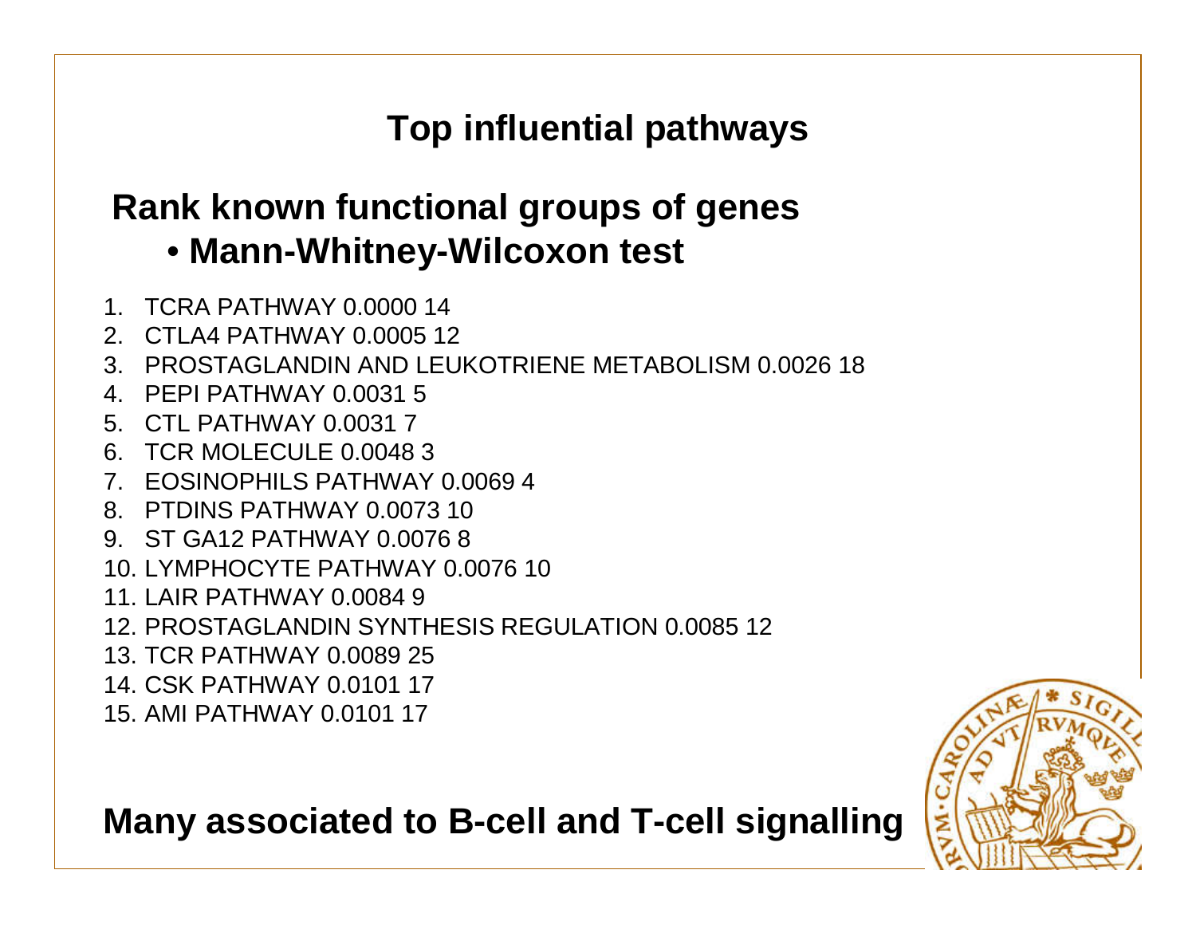# Top influential pathways

## Rank known functional groups of genes

- **Mann-Whitney-Wilcoxon test**

1. TCRA PATHWAY 0.0000 14
2. CTLA4 PATHWAY 0.0005 12
3. PROSTAGLANDIN AND LEUKOTRIENE METABOLISM 0.0026 18
4. PEPI PATHWAY 0.0031 5
5. CTL PATHWAY 0.0031 7
6. TCR MOLECULE 0.0048 3
7. EOSINOPHILS PATHWAY 0.0069 4
8. PTDINS PATHWAY 0.0073 10
9. ST GA12 PATHWAY 0.0076 8
10. LYMPHOCYTE PATHWAY 0.0076 10
11. LAIR PATHWAY 0.0084 9
12. PROSTAGLANDIN SYNTHESIS REGULATION 0.0085 12
13. TCR PATHWAY 0.0089 25
14. CSK PATHWAY 0.0101 17
15. AMI PATHWAY 0.0101 17

**Many associated to B-cell and T-cell signalling**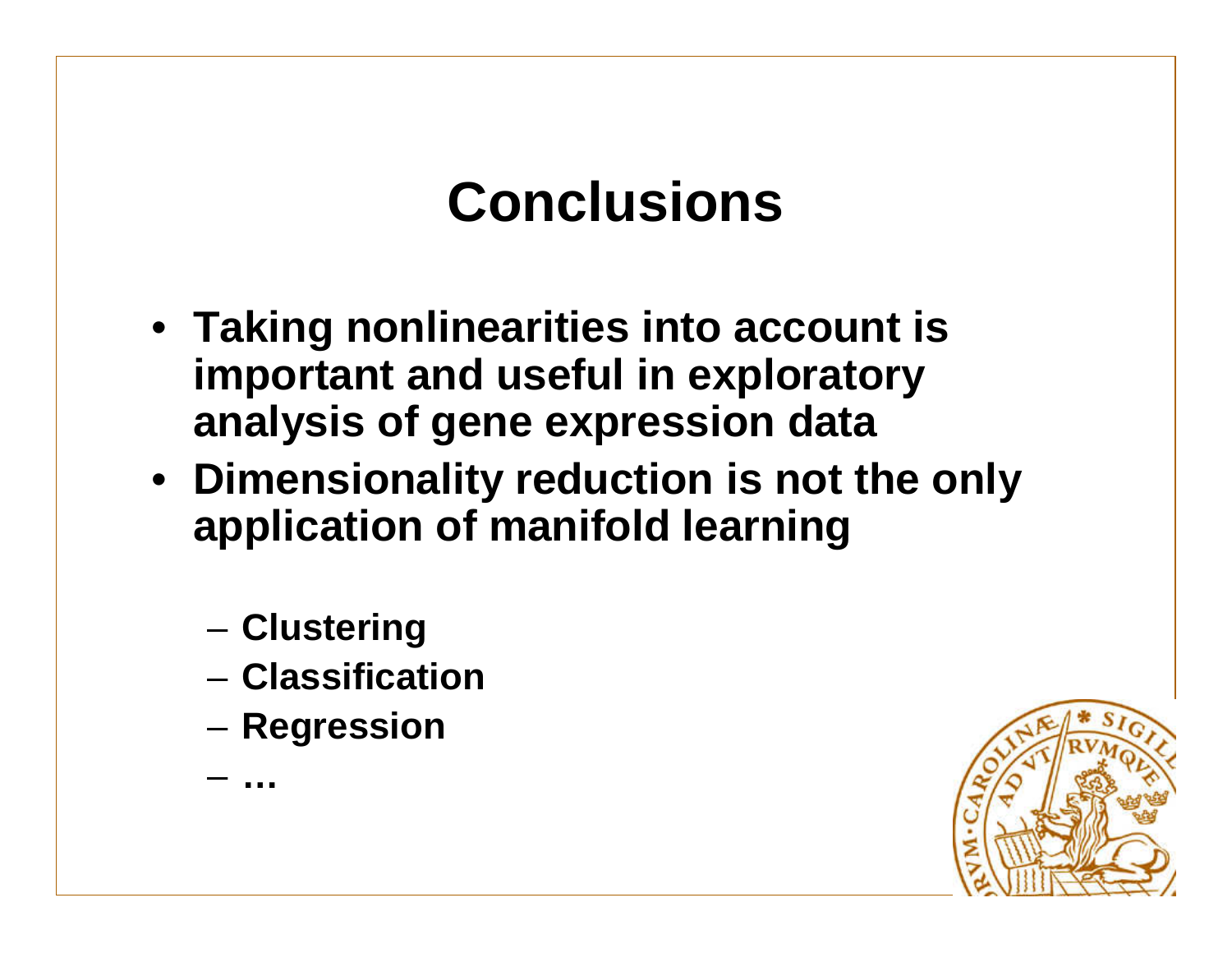# Conclusions

- **Taking nonlinearities into account is important and useful in exploratory analysis of gene expression data**
- **Dimensionality reduction is not the only application of manifold learning**
  - **Clustering**
  - **Classification**
  - **Regression**
  - **…**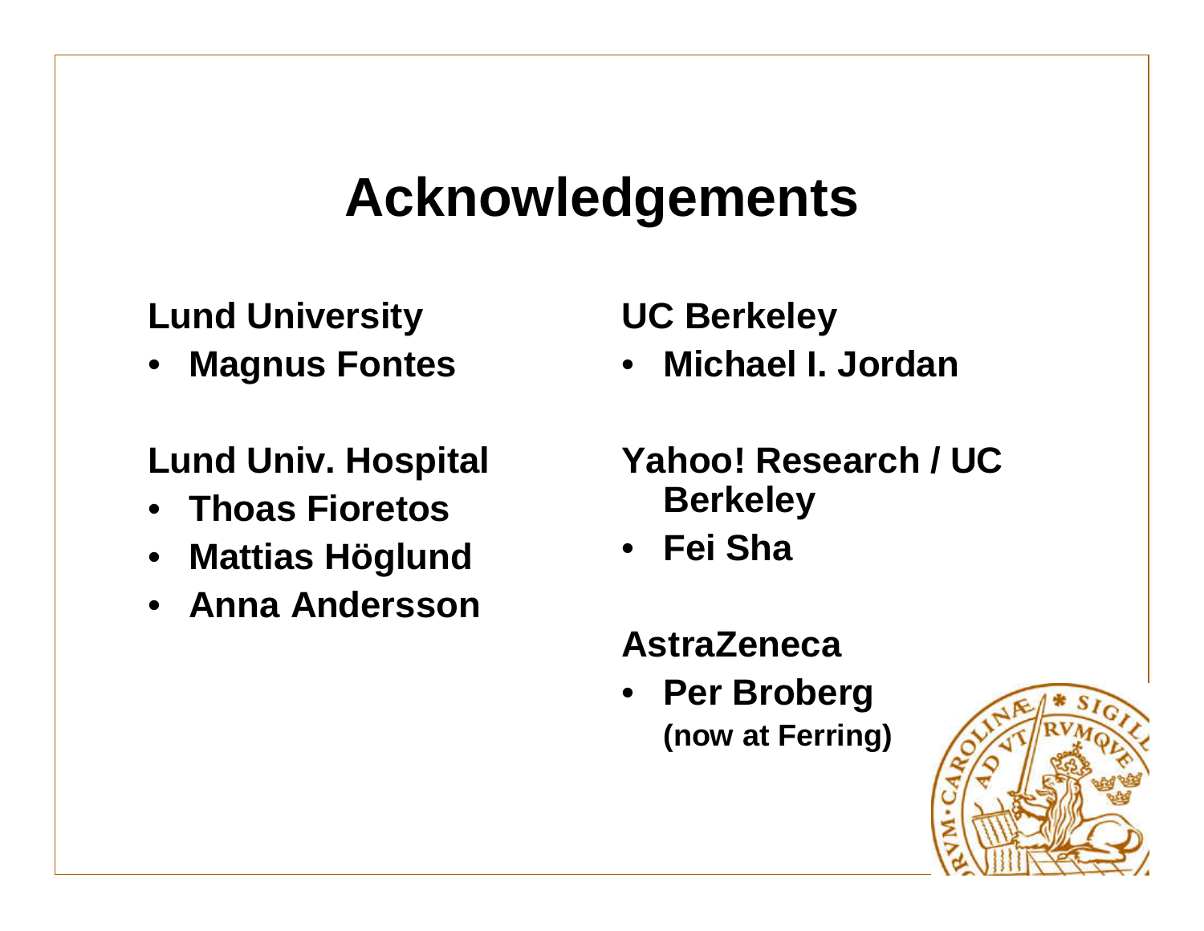# Acknowledgements

**Lund University**

- **Magnus Fontes**

**Lund Univ. Hospital**

- **Thoas Fioretos**
- **Mattias Höglund**
- **Anna Andersson**

**UC Berkeley**

- **Michael I. Jordan**

**Yahoo! Research / UC Berkeley**

- **Fei Sha**

**AstraZeneca**

- **Per Broberg (now at Ferring)**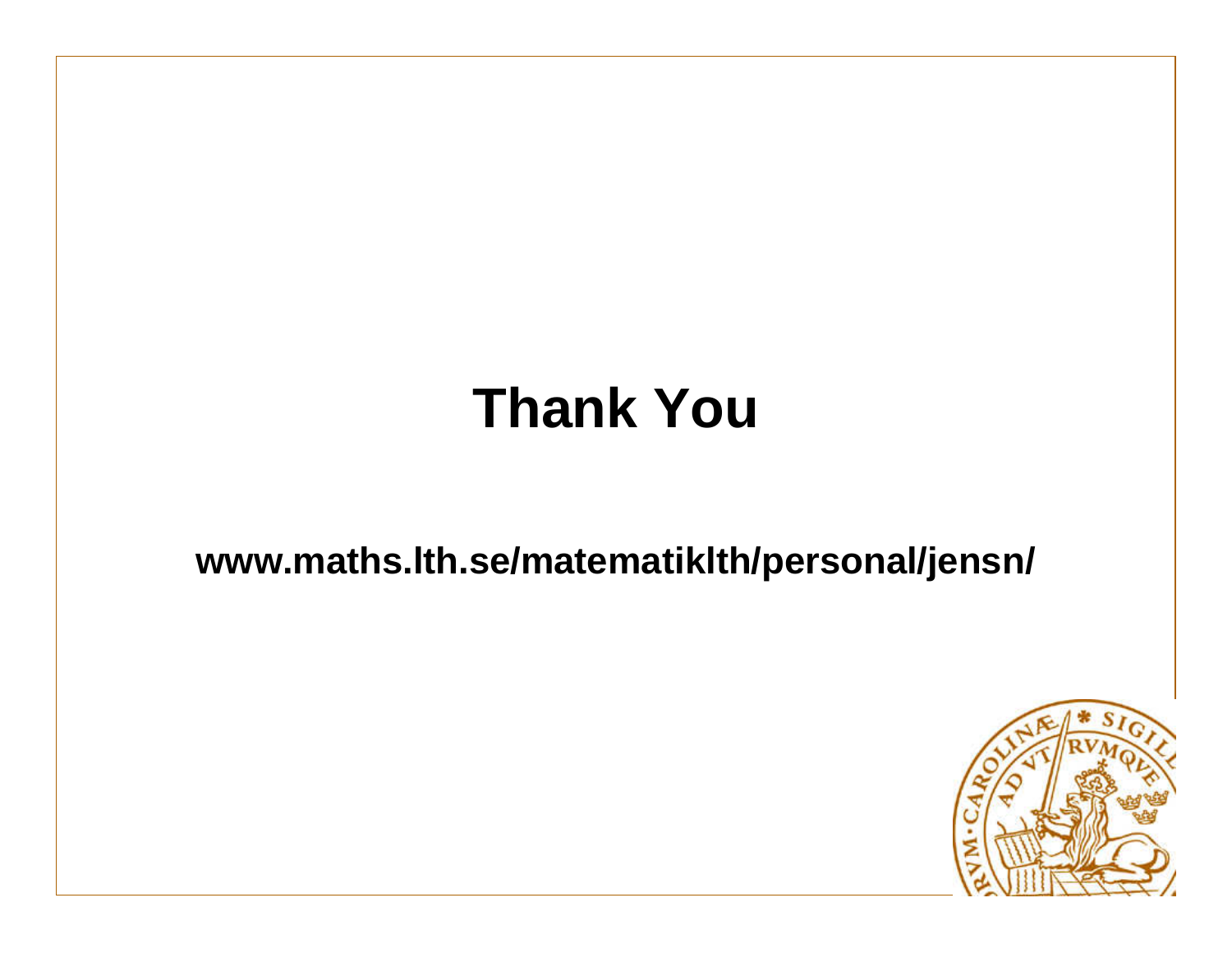# Thank You

**www.maths.lth.se/matematiklth/personal/jensn/**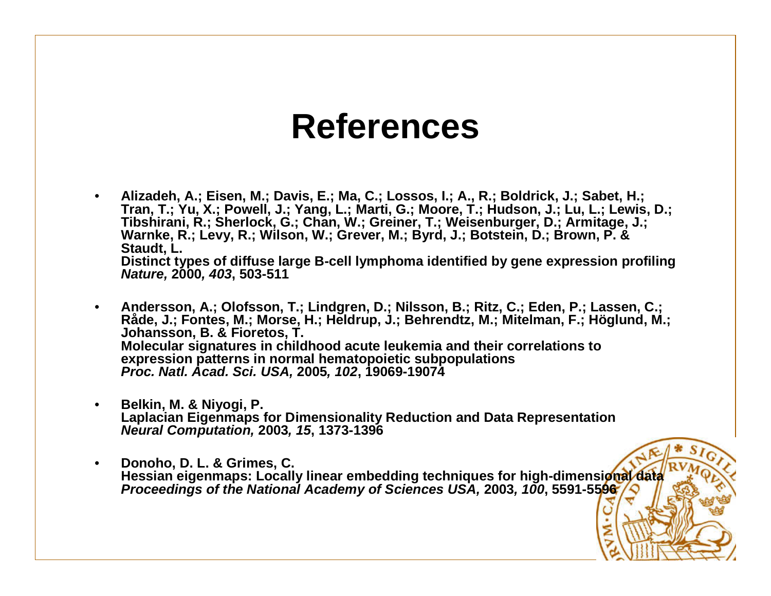# References

- **Alizadeh, A.; Eisen, M.; Davis, E.; Ma, C.; Lossos, I.; A., R.; Boldrick, J.; Sabet, H.; Tran, T.; Yu, X.; Powell, J.; Yang, L.; Marti, G.; Moore, T.; Hudson, J.; Lu, L.; Lewis, D.; Tibshirani, R.; Sherlock, G.; Chan, W.; Greiner, T.; Weisenburger, D.; Armitage, J.; Warnke, R.; Levy, R.; Wilson, W.; Grever, M.; Byrd, J.; Botstein, D.; Brown, P. & Staudt, L.**
  **Distinct types of diffuse large B-cell lymphoma identified by gene expression profiling**
  ***Nature,* 2000*, 403*, 503-511**

- **Andersson, A.; Olofsson, T.; Lindgren, D.; Nilsson, B.; Ritz, C.; Eden, P.; Lassen, C.; Råde, J.; Fontes, M.; Morse, H.; Heldrup, J.; Behrendtz, M.; Mitelman, F.; Höglund, M.; Johansson, B. & Fioretos, T.**
  **Molecular signatures in childhood acute leukemia and their correlations to expression patterns in normal hematopoietic subpopulations**
  ***Proc. Natl. Acad. Sci. USA,* 2005*, 102*, 19069-19074**

- **Belkin, M. & Niyogi, P.**
  **Laplacian Eigenmaps for Dimensionality Reduction and Data Representation**
  ***Neural Computation,* 2003*, 15*, 1373-1396**

- **Donoho, D. L. & Grimes, C.**
  **Hessian eigenmaps: Locally linear embedding techniques for high-dimensional data**
  ***Proceedings of the National Academy of Sciences USA,* 2003*, 100*, 5591-5596**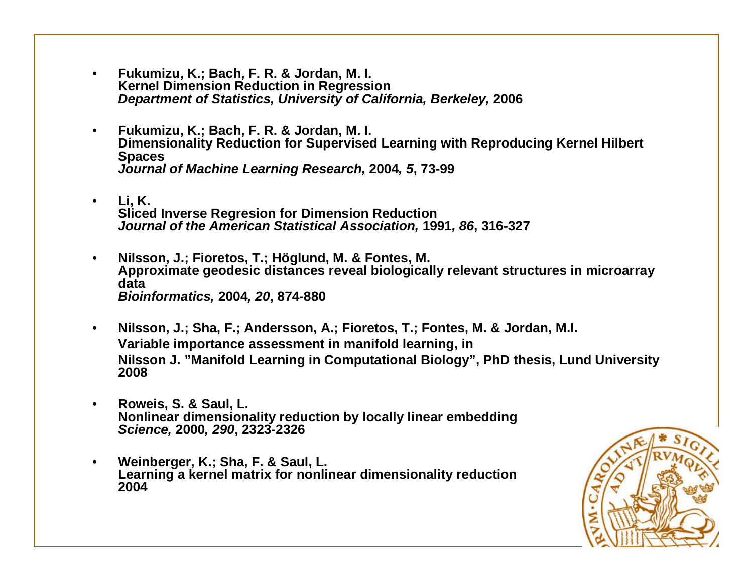- **Fukumizu, K.; Bach, F. R. & Jordan, M. I.**
  **Kernel Dimension Reduction in Regression**
  ***Department of Statistics, University of California, Berkeley,*** **2006**

- **Fukumizu, K.; Bach, F. R. & Jordan, M. I.**
  **Dimensionality Reduction for Supervised Learning with Reproducing Kernel Hilbert Spaces**
  ***Journal of Machine Learning Research,*** **2004*, 5*, 73-99**

- **Li, K.**
  **Sliced Inverse Regresion for Dimension Reduction**
  ***Journal of the American Statistical Association,*** **1991*, 86*, 316-327**

- **Nilsson, J.; Fioretos, T.; Höglund, M. & Fontes, M.**
  **Approximate geodesic distances reveal biologically relevant structures in microarray data**
  ***Bioinformatics,*** **2004*, 20*, 874-880**

- **Nilsson, J.; Sha, F.; Andersson, A.; Fioretos, T.; Fontes, M. & Jordan, M.I.**
  **Variable importance assessment in manifold learning, in**
  **Nilsson J. "Manifold Learning in Computational Biology", PhD thesis, Lund University 2008**

- **Roweis, S. & Saul, L.**
  **Nonlinear dimensionality reduction by locally linear embedding**
  ***Science,*** **2000*, 290*, 2323-2326**

- **Weinberger, K.; Sha, F. & Saul, L.**
  **Learning a kernel matrix for nonlinear dimensionality reduction**
  **2004**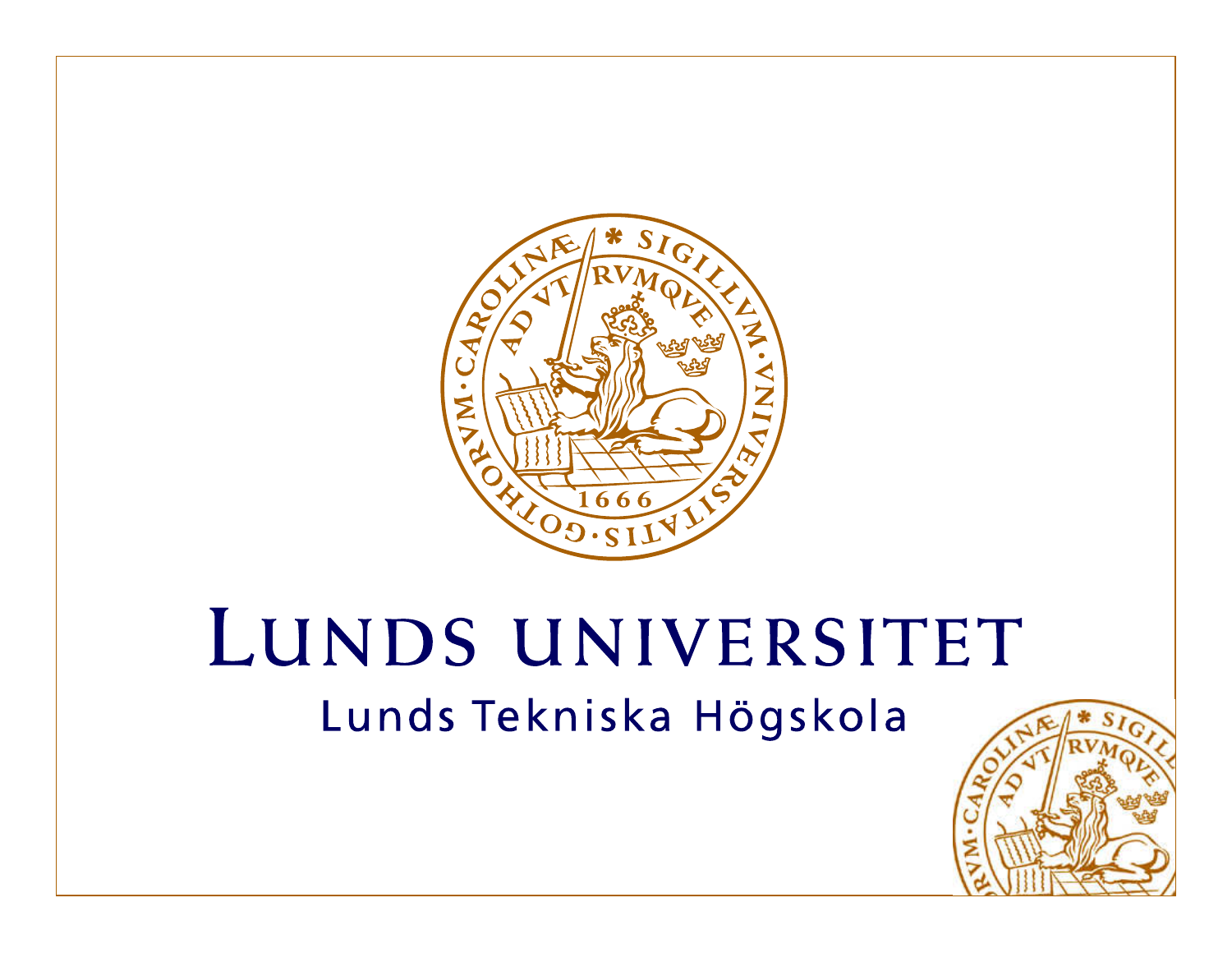# LUNDS UNIVERSITET

Lunds Tekniska Högskola